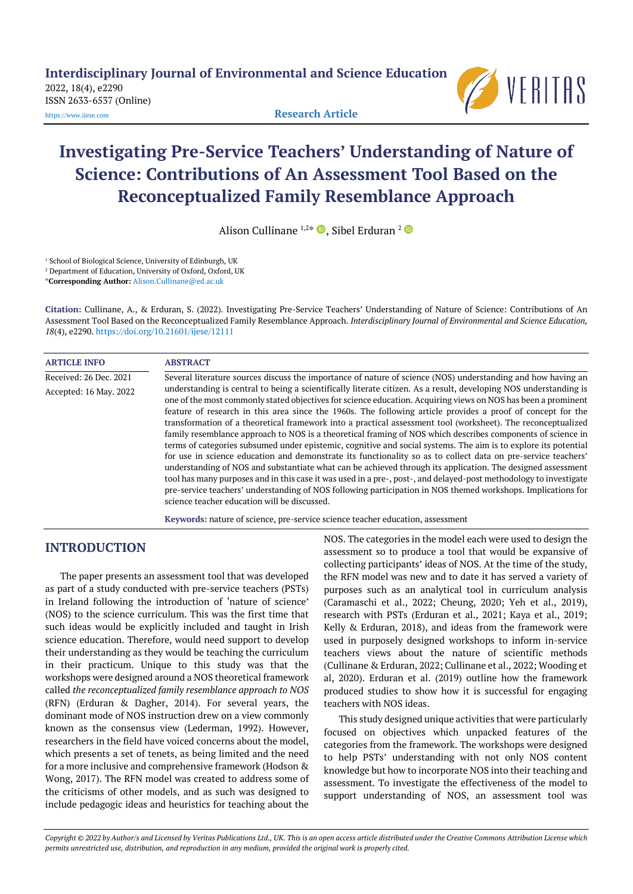# Investigating Pre-Service Teachers' Understanding of Nature of Science: Contributions of An Assessment Tool Based on the Reconceptualized Family Resemblance Approach

Alison Cullinane [1,2*], Sibel Erduran [2]

[1] School of Biological Science, University of Edinburgh, UK

[2] Department of Education, University of Oxford, Oxford, UK

***Corresponding Author:** Alison.Cullinane@ed.ac.uk

**Citation:** Cullinane, A., & Erduran, S. (2022). Investigating Pre-Service Teachers' Understanding of Nature of Science: Contributions of An Assessment Tool Based on the Reconceptualized Family Resemblance Approach. *Interdisciplinary Journal of Environmental and Science Education, 18*(4), e2290. https://doi.org/10.21601/ijese/12111

**ARTICLE INFO**

Received: 26 Dec. 2021

Accepted: 16 May. 2022

**ABSTRACT**

Several literature sources discuss the importance of nature of science (NOS) understanding and how having an understanding is central to being a scientifically literate citizen. As a result, developing NOS understanding is one of the most commonly stated objectives for science education. Acquiring views on NOS has been a prominent feature of research in this area since the 1960s. The following article provides a proof of concept for the transformation of a theoretical framework into a practical assessment tool (worksheet). The reconceptualized family resemblance approach to NOS is a theoretical framing of NOS which describes components of science in terms of categories subsumed under epistemic, cognitive and social systems. The aim is to explore its potential for use in science education and demonstrate its functionality so as to collect data on pre-service teachers' understanding of NOS and substantiate what can be achieved through its application. The designed assessment tool has many purposes and in this case it was used in a pre-, post-, and delayed-post methodology to investigate pre-service teachers' understanding of NOS following participation in NOS themed workshops. Implications for science teacher education will be discussed.

**Keywords:** nature of science, pre-service science teacher education, assessment

## INTRODUCTION

The paper presents an assessment tool that was developed as part of a study conducted with pre-service teachers (PSTs) in Ireland following the introduction of 'nature of science' (NOS) to the science curriculum. This was the first time that such ideas would be explicitly included and taught in Irish science education. Therefore, would need support to develop their understanding as they would be teaching the curriculum in their practicum. Unique to this study was that the workshops were designed around a NOS theoretical framework called *the reconceptualized family resemblance approach to NOS* (RFN) (Erduran & Dagher, 2014). For several years, the dominant mode of NOS instruction drew on a view commonly known as the consensus view (Lederman, 1992). However, researchers in the field have voiced concerns about the model, which presents a set of tenets, as being limited and the need for a more inclusive and comprehensive framework (Hodson & Wong, 2017). The RFN model was created to address some of the criticisms of other models, and as such was designed to include pedagogic ideas and heuristics for teaching about the NOS. The categories in the model each were used to design the assessment so to produce a tool that would be expansive of collecting participants' ideas of NOS. At the time of the study, the RFN model was new and to date it has served a variety of purposes such as an analytical tool in curriculum analysis (Caramaschi et al., 2022; Cheung, 2020; Yeh et al., 2019), research with PSTs (Erduran et al., 2021; Kaya et al., 2019; Kelly & Erduran, 2018), and ideas from the framework were used in purposely designed workshops to inform in-service teachers views about the nature of scientific methods (Cullinane & Erduran, 2022; Cullinane et al., 2022; Wooding et al, 2020). Erduran et al. (2019) outline how the framework produced studies to show how it is successful for engaging teachers with NOS ideas.

This study designed unique activities that were particularly focused on objectives which unpacked features of the categories from the framework. The workshops were designed to help PSTs' understanding with not only NOS content knowledge but how to incorporate NOS into their teaching and assessment. To investigate the effectiveness of the model to support understanding of NOS, an assessment tool was

*Copyright © 2022 by Author/s and Licensed by Veritas Publications Ltd., UK. This is an open access article distributed under the Creative Commons Attribution License which permits unrestricted use, distribution, and reproduction in any medium, provided the original work is properly cited.*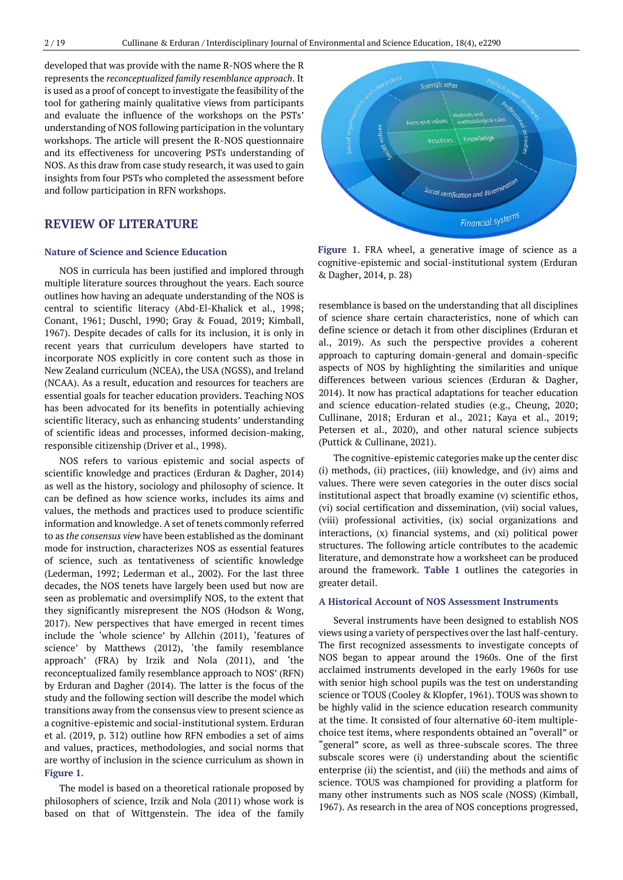developed that was provide with the name R-NOS where the R represents the *reconceptualized family resemblance approach*. It is used as a proof of concept to investigate the feasibility of the tool for gathering mainly qualitative views from participants and evaluate the influence of the workshops on the PSTs' understanding of NOS following participation in the voluntary workshops. The article will present the R-NOS questionnaire and its effectiveness for uncovering PSTs understanding of NOS. As this draw from case study research, it was used to gain insights from four PSTs who completed the assessment before and follow participation in RFN workshops.

## REVIEW OF LITERATURE

### Nature of Science and Science Education

NOS in curricula has been justified and implored through multiple literature sources throughout the years. Each source outlines how having an adequate understanding of the NOS is central to scientific literacy (Abd-El-Khalick et al., 1998; Conant, 1961; Duschl, 1990; Gray & Fouad, 2019; Kimball, 1967). Despite decades of calls for its inclusion, it is only in recent years that curriculum developers have started to incorporate NOS explicitly in core content such as those in New Zealand curriculum (NCEA), the USA (NGSS), and Ireland (NCAA). As a result, education and resources for teachers are essential goals for teacher education providers. Teaching NOS has been advocated for its benefits in potentially achieving scientific literacy, such as enhancing students' understanding of scientific ideas and processes, informed decision-making, responsible citizenship (Driver et al., 1998).

NOS refers to various epistemic and social aspects of scientific knowledge and practices (Erduran & Dagher, 2014) as well as the history, sociology and philosophy of science. It can be defined as how science works, includes its aims and values, the methods and practices used to produce scientific information and knowledge. A set of tenets commonly referred to as *the consensus view* have been established as the dominant mode for instruction, characterizes NOS as essential features of science, such as tentativeness of scientific knowledge (Lederman, 1992; Lederman et al., 2002). For the last three decades, the NOS tenets have largely been used but now are seen as problematic and oversimplify NOS, to the extent that they significantly misrepresent the NOS (Hodson & Wong, 2017). New perspectives that have emerged in recent times include the 'whole science' by Allchin (2011), 'features of science' by Matthews (2012), 'the family resemblance approach' (FRA) by Irzik and Nola (2011), and 'the reconceptualized family resemblance approach to NOS' (RFN) by Erduran and Dagher (2014). The latter is the focus of the study and the following section will describe the model which transitions away from the consensus view to present science as a cognitive-epistemic and social-institutional system. Erduran et al. (2019, p. 312) outline how RFN embodies a set of aims and values, practices, methodologies, and social norms that are worthy of inclusion in the science curriculum as shown in **Figure 1**.

The model is based on a theoretical rationale proposed by philosophers of science, Irzik and Nola (2011) whose work is based on that of Wittgenstein. The idea of the family resemblance is based on the understanding that all disciplines of science share certain characteristics, none of which can define science or detach it from other disciplines (Erduran et al., 2019). As such the perspective provides a coherent approach to capturing domain-general and domain-specific aspects of NOS by highlighting the similarities and unique differences between various sciences (Erduran & Dagher, 2014). It now has practical adaptations for teacher education and science education-related studies (e.g., Cheung, 2020; Cullinane, 2018; Erduran et al., 2021; Kaya et al., 2019; Petersen et al., 2020), and other natural science subjects (Puttick & Cullinane, 2021).

**Figure 1.** FRA wheel, a generative image of science as a cognitive-epistemic and social-institutional system (Erduran & Dagher, 2014, p. 28)

The cognitive-epistemic categories make up the center disc (i) methods, (ii) practices, (iii) knowledge, and (iv) aims and values. There were seven categories in the outer discs social institutional aspect that broadly examine (v) scientific ethos, (vi) social certification and dissemination, (vii) social values, (viii) professional activities, (ix) social organizations and interactions, (x) financial systems, and (xi) political power structures. The following article contributes to the academic literature, and demonstrate how a worksheet can be produced around the framework. **Table 1** outlines the categories in greater detail.

### A Historical Account of NOS Assessment Instruments

Several instruments have been designed to establish NOS views using a variety of perspectives over the last half-century. The first recognized assessments to investigate concepts of NOS began to appear around the 1960s. One of the first acclaimed instruments developed in the early 1960s for use with senior high school pupils was the test on understanding science or TOUS (Cooley & Klopfer, 1961). TOUS was shown to be highly valid in the science education research community at the time. It consisted of four alternative 60-item multiple-choice test items, where respondents obtained an "overall" or "general" score, as well as three-subscale scores. The three subscale scores were (i) understanding about the scientific enterprise (ii) the scientist, and (iii) the methods and aims of science. TOUS was championed for providing a platform for many other instruments such as NOS scale (NOSS) (Kimball, 1967). As research in the area of NOS conceptions progressed,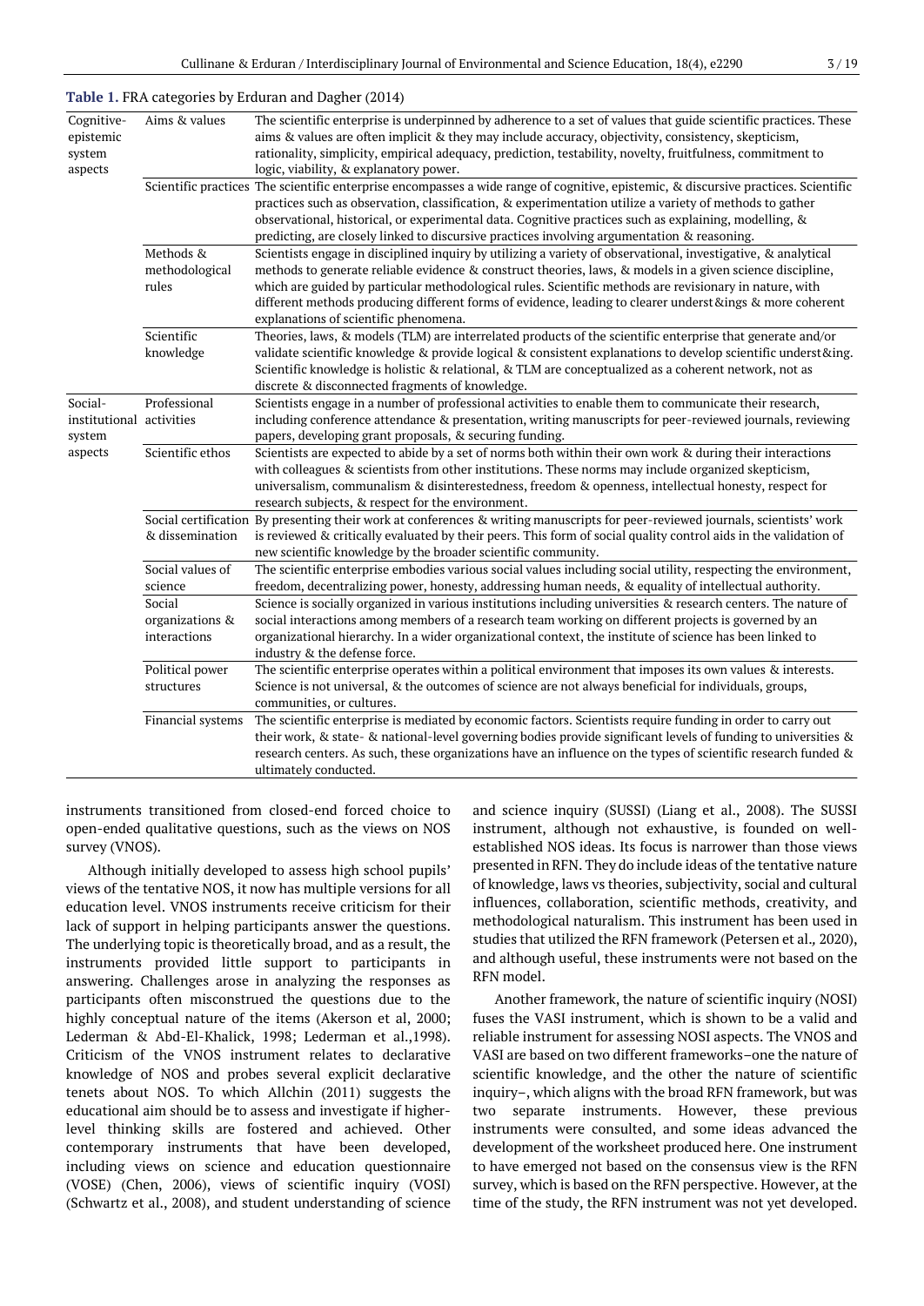**Table 1.** FRA categories by Erduran and Dagher (2014)

| | | |
|---|---|---|
| Cognitive-epistemic system aspects | Aims & values | The scientific enterprise is underpinned by adherence to a set of values that guide scientific practices. These aims & values are often implicit & they may include accuracy, objectivity, consistency, skepticism, rationality, simplicity, empirical adequacy, prediction, testability, novelty, fruitfulness, commitment to logic, viability, & explanatory power. |
| | Scientific practices | The scientific enterprise encompasses a wide range of cognitive, epistemic, & discursive practices. Scientific practices such as observation, classification, & experimentation utilize a variety of methods to gather observational, historical, or experimental data. Cognitive practices such as explaining, modelling, & predicting, are closely linked to discursive practices involving argumentation & reasoning. |
| | Methods & methodological rules | Scientists engage in disciplined inquiry by utilizing a variety of observational, investigative, & analytical methods to generate reliable evidence & construct theories, laws, & models in a given science discipline, which are guided by particular methodological rules. Scientific methods are revisionary in nature, with different methods producing different forms of evidence, leading to clearer underst&ings & more coherent explanations of scientific phenomena. |
| | Scientific knowledge | Theories, laws, & models (TLM) are interrelated products of the scientific enterprise that generate and/or validate scientific knowledge & provide logical & consistent explanations to develop scientific underst&ing. Scientific knowledge is holistic & relational, & TLM are conceptualized as a coherent network, not as discrete & disconnected fragments of knowledge. |
| Social-institutional system aspects | Professional activities | Scientists engage in a number of professional activities to enable them to communicate their research, including conference attendance & presentation, writing manuscripts for peer-reviewed journals, reviewing papers, developing grant proposals, & securing funding. |
| | Scientific ethos | Scientists are expected to abide by a set of norms both within their own work & during their interactions with colleagues & scientists from other institutions. These norms may include organized skepticism, universalism, communalism & disinterestedness, freedom & openness, intellectual honesty, respect for research subjects, & respect for the environment. |
| | Social certification & dissemination | By presenting their work at conferences & writing manuscripts for peer-reviewed journals, scientists' work is reviewed & critically evaluated by their peers. This form of social quality control aids in the validation of new scientific knowledge by the broader scientific community. |
| | Social values of science | The scientific enterprise embodies various social values including social utility, respecting the environment, freedom, decentralizing power, honesty, addressing human needs, & equality of intellectual authority. |
| | Social organizations & interactions | Science is socially organized in various institutions including universities & research centers. The nature of social interactions among members of a research team working on different projects is governed by an organizational hierarchy. In a wider organizational context, the institute of science has been linked to industry & the defense force. |
| | Political power structures | The scientific enterprise operates within a political environment that imposes its own values & interests. Science is not universal, & the outcomes of science are not always beneficial for individuals, groups, communities, or cultures. |
| | Financial systems | The scientific enterprise is mediated by economic factors. Scientists require funding in order to carry out their work, & state- & national-level governing bodies provide significant levels of funding to universities & research centers. As such, these organizations have an influence on the types of scientific research funded & ultimately conducted. |

instruments transitioned from closed-end forced choice to open-ended qualitative questions, such as the views on NOS survey (VNOS).

Although initially developed to assess high school pupils' views of the tentative NOS, it now has multiple versions for all education level. VNOS instruments receive criticism for their lack of support in helping participants answer the questions. The underlying topic is theoretically broad, and as a result, the instruments provided little support to participants in answering. Challenges arose in analyzing the responses as participants often misconstrued the questions due to the highly conceptual nature of the items (Akerson et al, 2000; Lederman & Abd-El-Khalick, 1998; Lederman et al.,1998). Criticism of the VNOS instrument relates to declarative knowledge of NOS and probes several explicit declarative tenets about NOS. To which Allchin (2011) suggests the educational aim should be to assess and investigate if higher-level thinking skills are fostered and achieved. Other contemporary instruments that have been developed, including views on science and education questionnaire (VOSE) (Chen, 2006), views of scientific inquiry (VOSI) (Schwartz et al., 2008), and student understanding of science and science inquiry (SUSSI) (Liang et al., 2008). The SUSSI instrument, although not exhaustive, is founded on well-established NOS ideas. Its focus is narrower than those views presented in RFN. They do include ideas of the tentative nature of knowledge, laws vs theories, subjectivity, social and cultural influences, collaboration, scientific methods, creativity, and methodological naturalism. This instrument has been used in studies that utilized the RFN framework (Petersen et al., 2020), and although useful, these instruments were not based on the RFN model.

Another framework, the nature of scientific inquiry (NOSI) fuses the VASI instrument, which is shown to be a valid and reliable instrument for assessing NOSI aspects. The VNOS and VASI are based on two different frameworks–one the nature of scientific knowledge, and the other the nature of scientific inquiry–, which aligns with the broad RFN framework, but was two separate instruments. However, these previous instruments were consulted, and some ideas advanced the development of the worksheet produced here. One instrument to have emerged not based on the consensus view is the RFN survey, which is based on the RFN perspective. However, at the time of the study, the RFN instrument was not yet developed.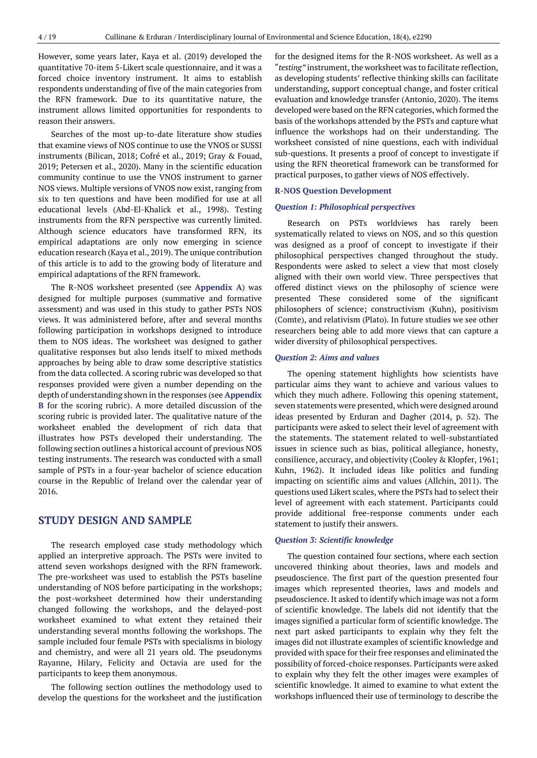However, some years later, Kaya et al. (2019) developed the quantitative 70-item 5-Likert scale questionnaire, and it was a forced choice inventory instrument. It aims to establish respondents understanding of five of the main categories from the RFN framework. Due to its quantitative nature, the instrument allows limited opportunities for respondents to reason their answers.

Searches of the most up-to-date literature show studies that examine views of NOS continue to use the VNOS or SUSSI instruments (Bilican, 2018; Cofré et al., 2019; Gray & Fouad, 2019; Petersen et al., 2020). Many in the scientific education community continue to use the VNOS instrument to garner NOS views. Multiple versions of VNOS now exist, ranging from six to ten questions and have been modified for use at all educational levels (Abd-El-Khalick et al., 1998). Testing instruments from the RFN perspective was currently limited. Although science educators have transformed RFN, its empirical adaptations are only now emerging in science education research (Kaya et al., 2019). The unique contribution of this article is to add to the growing body of literature and empirical adaptations of the RFN framework.

The R-NOS worksheet presented (see **Appendix A**) was designed for multiple purposes (summative and formative assessment) and was used in this study to gather PSTs NOS views. It was administered before, after and several months following participation in workshops designed to introduce them to NOS ideas. The worksheet was designed to gather qualitative responses but also lends itself to mixed methods approaches by being able to draw some descriptive statistics from the data collected. A scoring rubric was developed so that responses provided were given a number depending on the depth of understanding shown in the responses (see **Appendix B** for the scoring rubric). A more detailed discussion of the scoring rubric is provided later. The qualitative nature of the worksheet enabled the development of rich data that illustrates how PSTs developed their understanding. The following section outlines a historical account of previous NOS testing instruments. The research was conducted with a small sample of PSTs in a four-year bachelor of science education course in the Republic of Ireland over the calendar year of 2016.

## STUDY DESIGN AND SAMPLE

The research employed case study methodology which applied an interpretive approach. The PSTs were invited to attend seven workshops designed with the RFN framework. The pre-worksheet was used to establish the PSTs baseline understanding of NOS before participating in the workshops; the post-worksheet determined how their understanding changed following the workshops, and the delayed-post worksheet examined to what extent they retained their understanding several months following the workshops. The sample included four female PSTs with specialisms in biology and chemistry, and were all 21 years old. The pseudonyms Rayanne, Hilary, Felicity and Octavia are used for the participants to keep them anonymous.

The following section outlines the methodology used to develop the questions for the worksheet and the justification for the designed items for the R-NOS worksheet. As well as a "*testing"* instrument, the worksheet was to facilitate reflection, as developing students' reflective thinking skills can facilitate understanding, support conceptual change, and foster critical evaluation and knowledge transfer (Antonio, 2020). The items developed were based on the RFN categories, which formed the basis of the workshops attended by the PSTs and capture what influence the workshops had on their understanding. The worksheet consisted of nine questions, each with individual sub-questions. It presents a proof of concept to investigate if using the RFN theoretical framework can be transformed for practical purposes, to gather views of NOS effectively.

### R-NOS Question Development

#### *Question 1: Philosophical perspectives*

Research on PSTs worldviews has rarely been systematically related to views on NOS, and so this question was designed as a proof of concept to investigate if their philosophical perspectives changed throughout the study. Respondents were asked to select a view that most closely aligned with their own world view. Three perspectives that offered distinct views on the philosophy of science were presented These considered some of the significant philosophers of science; constructivism (Kuhn), positivism (Comte), and relativism (Plato). In future studies we see other researchers being able to add more views that can capture a wider diversity of philosophical perspectives.

#### *Question 2: Aims and values*

The opening statement highlights how scientists have particular aims they want to achieve and various values to which they much adhere. Following this opening statement, seven statements were presented, which were designed around ideas presented by Erduran and Dagher (2014, p. 52). The participants were asked to select their level of agreement with the statements. The statement related to well-substantiated issues in science such as bias, political allegiance, honesty, consilience, accuracy, and objectivity (Cooley & Klopfer, 1961; Kuhn, 1962). It included ideas like politics and funding impacting on scientific aims and values (Allchin, 2011). The questions used Likert scales, where the PSTs had to select their level of agreement with each statement. Participants could provide additional free-response comments under each statement to justify their answers.

#### *Question 3: Scientific knowledge*

The question contained four sections, where each section uncovered thinking about theories, laws and models and pseudoscience. The first part of the question presented four images which represented theories, laws and models and pseudoscience. It asked to identify which image was not a form of scientific knowledge. The labels did not identify that the images signified a particular form of scientific knowledge. The next part asked participants to explain why they felt the images did not illustrate examples of scientific knowledge and provided with space for their free responses and eliminated the possibility of forced-choice responses. Participants were asked to explain why they felt the other images were examples of scientific knowledge. It aimed to examine to what extent the workshops influenced their use of terminology to describe the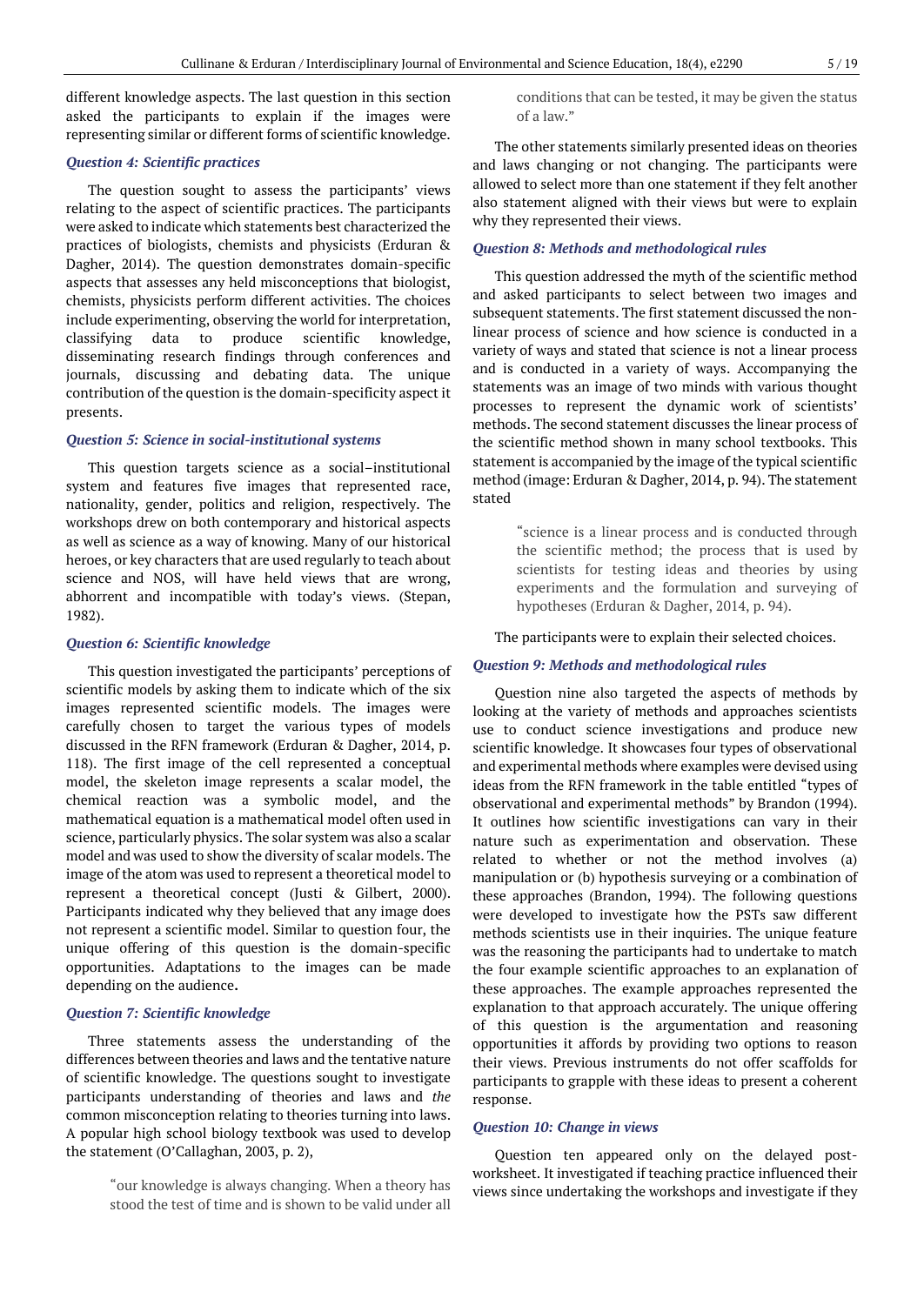different knowledge aspects. The last question in this section asked the participants to explain if the images were representing similar or different forms of scientific knowledge.

### *Question 4: Scientific practices*

The question sought to assess the participants' views relating to the aspect of scientific practices. The participants were asked to indicate which statements best characterized the practices of biologists, chemists and physicists (Erduran & Dagher, 2014). The question demonstrates domain-specific aspects that assesses any held misconceptions that biologist, chemists, physicists perform different activities. The choices include experimenting, observing the world for interpretation, classifying data to produce scientific knowledge, disseminating research findings through conferences and journals, discussing and debating data. The unique contribution of the question is the domain-specificity aspect it presents.

### *Question 5: Science in social-institutional systems*

This question targets science as a social–institutional system and features five images that represented race, nationality, gender, politics and religion, respectively. The workshops drew on both contemporary and historical aspects as well as science as a way of knowing. Many of our historical heroes, or key characters that are used regularly to teach about science and NOS, will have held views that are wrong, abhorrent and incompatible with today's views. (Stepan, 1982).

### *Question 6: Scientific knowledge*

This question investigated the participants' perceptions of scientific models by asking them to indicate which of the six images represented scientific models. The images were carefully chosen to target the various types of models discussed in the RFN framework (Erduran & Dagher, 2014, p. 118). The first image of the cell represented a conceptual model, the skeleton image represents a scalar model, the chemical reaction was a symbolic model, and the mathematical equation is a mathematical model often used in science, particularly physics. The solar system was also a scalar model and was used to show the diversity of scalar models. The image of the atom was used to represent a theoretical model to represent a theoretical concept (Justi & Gilbert, 2000). Participants indicated why they believed that any image does not represent a scientific model. Similar to question four, the unique offering of this question is the domain-specific opportunities. Adaptations to the images can be made depending on the audience**.**

### *Question 7: Scientific knowledge*

Three statements assess the understanding of the differences between theories and laws and the tentative nature of scientific knowledge. The questions sought to investigate participants understanding of theories and laws and *the* common misconception relating to theories turning into laws. A popular high school biology textbook was used to develop the statement (O'Callaghan, 2003, p. 2),

> "our knowledge is always changing. When a theory has stood the test of time and is shown to be valid under all conditions that can be tested, it may be given the status of a law."

The other statements similarly presented ideas on theories and laws changing or not changing. The participants were allowed to select more than one statement if they felt another also statement aligned with their views but were to explain why they represented their views.

### *Question 8: Methods and methodological rules*

This question addressed the myth of the scientific method and asked participants to select between two images and subsequent statements. The first statement discussed the non-linear process of science and how science is conducted in a variety of ways and stated that science is not a linear process and is conducted in a variety of ways. Accompanying the statements was an image of two minds with various thought processes to represent the dynamic work of scientists' methods. The second statement discusses the linear process of the scientific method shown in many school textbooks. This statement is accompanied by the image of the typical scientific method (image: Erduran & Dagher, 2014, p. 94). The statement stated

> "science is a linear process and is conducted through the scientific method; the process that is used by scientists for testing ideas and theories by using experiments and the formulation and surveying of hypotheses (Erduran & Dagher, 2014, p. 94).

The participants were to explain their selected choices.

### *Question 9: Methods and methodological rules*

Question nine also targeted the aspects of methods by looking at the variety of methods and approaches scientists use to conduct science investigations and produce new scientific knowledge. It showcases four types of observational and experimental methods where examples were devised using ideas from the RFN framework in the table entitled "types of observational and experimental methods" by Brandon (1994). It outlines how scientific investigations can vary in their nature such as experimentation and observation. These related to whether or not the method involves (a) manipulation or (b) hypothesis surveying or a combination of these approaches (Brandon, 1994). The following questions were developed to investigate how the PSTs saw different methods scientists use in their inquiries. The unique feature was the reasoning the participants had to undertake to match the four example scientific approaches to an explanation of these approaches. The example approaches represented the explanation to that approach accurately. The unique offering of this question is the argumentation and reasoning opportunities it affords by providing two options to reason their views. Previous instruments do not offer scaffolds for participants to grapple with these ideas to present a coherent response.

### *Question 10: Change in views*

Question ten appeared only on the delayed post-worksheet. It investigated if teaching practice influenced their views since undertaking the workshops and investigate if they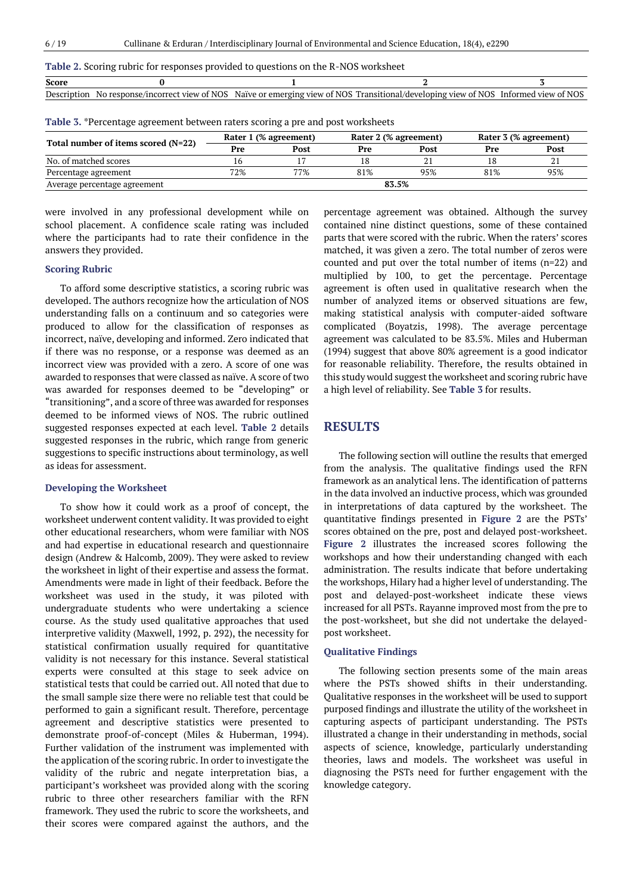**Table 2.** Scoring rubric for responses provided to questions on the R-NOS worksheet

| Score | 0 | 1 | 2 | 3 |
|---|---|---|---|---|
| Description | No response/incorrect view of NOS | Naïve or emerging view of NOS | Transitional/developing view of NOS | Informed view of NOS |

**Table 3.** *Percentage agreement between raters scoring a pre and post worksheets

| Total number of items scored (N=22) | Rater 1 (% agreement) | | Rater 2 (% agreement) | | Rater 3 (% agreement) | |
|---|---|---|---|---|---|---|
| | Pre | Post | Pre | Post | Pre | Post |
| No. of matched scores | 16 | 17 | 18 | 21 | 18 | 21 |
| Percentage agreement | 72% | 77% | 81% | 95% | 81% | 95% |
| Average percentage agreement | 83.5% | | | | | |

were involved in any professional development while on school placement. A confidence scale rating was included where the participants had to rate their confidence in the answers they provided.

### Scoring Rubric

To afford some descriptive statistics, a scoring rubric was developed. The authors recognize how the articulation of NOS understanding falls on a continuum and so categories were produced to allow for the classification of responses as incorrect, naïve, developing and informed. Zero indicated that if there was no response, or a response was deemed as an incorrect view was provided with a zero. A score of one was awarded to responses that were classed as naïve. A score of two was awarded for responses deemed to be "developing" or "transitioning", and a score of three was awarded for responses deemed to be informed views of NOS. The rubric outlined suggested responses expected at each level. **Table 2** details suggested responses in the rubric, which range from generic suggestions to specific instructions about terminology, as well as ideas for assessment.

### Developing the Worksheet

To show how it could work as a proof of concept, the worksheet underwent content validity. It was provided to eight other educational researchers, whom were familiar with NOS and had expertise in educational research and questionnaire design (Andrew & Halcomb, 2009). They were asked to review the worksheet in light of their expertise and assess the format. Amendments were made in light of their feedback. Before the worksheet was used in the study, it was piloted with undergraduate students who were undertaking a science course. As the study used qualitative approaches that used interpretive validity (Maxwell, 1992, p. 292), the necessity for statistical confirmation usually required for quantitative validity is not necessary for this instance. Several statistical experts were consulted at this stage to seek advice on statistical tests that could be carried out. All noted that due to the small sample size there were no reliable test that could be performed to gain a significant result. Therefore, percentage agreement and descriptive statistics were presented to demonstrate proof-of-concept (Miles & Huberman, 1994). Further validation of the instrument was implemented with the application of the scoring rubric. In order to investigate the validity of the rubric and negate interpretation bias, a participant's worksheet was provided along with the scoring rubric to three other researchers familiar with the RFN framework. They used the rubric to score the worksheets, and their scores were compared against the authors, and the percentage agreement was obtained. Although the survey contained nine distinct questions, some of these contained parts that were scored with the rubric. When the raters' scores matched, it was given a zero. The total number of zeros were counted and put over the total number of items (n=22) and multiplied by 100, to get the percentage. Percentage agreement is often used in qualitative research when the number of analyzed items or observed situations are few, making statistical analysis with computer-aided software complicated (Boyatzis, 1998). The average percentage agreement was calculated to be 83.5%. Miles and Huberman (1994) suggest that above 80% agreement is a good indicator for reasonable reliability. Therefore, the results obtained in this study would suggest the worksheet and scoring rubric have a high level of reliability. See **Table 3** for results.

## RESULTS

The following section will outline the results that emerged from the analysis. The qualitative findings used the RFN framework as an analytical lens. The identification of patterns in the data involved an inductive process, which was grounded in interpretations of data captured by the worksheet. The quantitative findings presented in **Figure 2** are the PSTs' scores obtained on the pre, post and delayed post-worksheet. **Figure 2** illustrates the increased scores following the workshops and how their understanding changed with each administration. The results indicate that before undertaking the workshops, Hilary had a higher level of understanding. The post and delayed-post-worksheet indicate these views increased for all PSTs. Rayanne improved most from the pre to the post-worksheet, but she did not undertake the delayed-post worksheet.

### Qualitative Findings

The following section presents some of the main areas where the PSTs showed shifts in their understanding. Qualitative responses in the worksheet will be used to support purposed findings and illustrate the utility of the worksheet in capturing aspects of participant understanding. The PSTs illustrated a change in their understanding in methods, social aspects of science, knowledge, particularly understanding theories, laws and models. The worksheet was useful in diagnosing the PSTs need for further engagement with the knowledge category.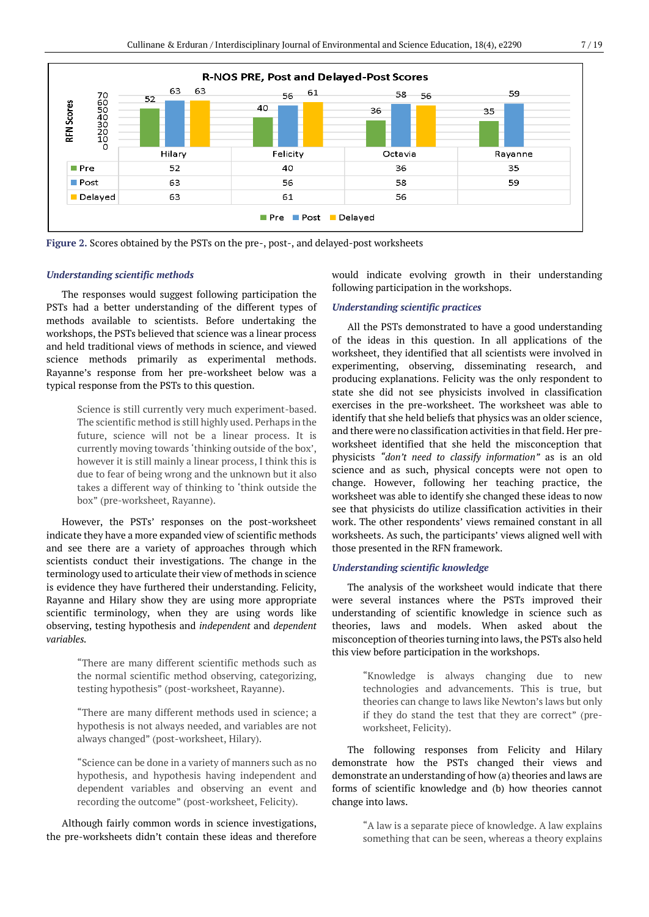**R-NOS PRE, Post and Delayed-Post Scores**

| | Hilary | Felicity | Octavia | Rayanne |
|---|---|---|---|---|
| Pre | 52 | 40 | 36 | 35 |
| Post | 63 | 56 | 58 | 59 |
| Delayed | 63 | 61 | 56 | |

**Figure 2.** Scores obtained by the PSTs on the pre-, post-, and delayed-post worksheets

### *Understanding scientific methods*

The responses would suggest following participation the PSTs had a better understanding of the different types of methods available to scientists. Before undertaking the workshops, the PSTs believed that science was a linear process and held traditional views of methods in science, and viewed science methods primarily as experimental methods. Rayanne's response from her pre-worksheet below was a typical response from the PSTs to this question.

> Science is still currently very much experiment-based. The scientific method is still highly used. Perhaps in the future, science will not be a linear process. It is currently moving towards 'thinking outside of the box', however it is still mainly a linear process, I think this is due to fear of being wrong and the unknown but it also takes a different way of thinking to 'think outside the box" (pre-worksheet, Rayanne).

However, the PSTs' responses on the post-worksheet indicate they have a more expanded view of scientific methods and see there are a variety of approaches through which scientists conduct their investigations. The change in the terminology used to articulate their view of methods in science is evidence they have furthered their understanding. Felicity, Rayanne and Hilary show they are using more appropriate scientific terminology, when they are using words like observing, testing hypothesis and *independent* and *dependent variables.*

> "There are many different scientific methods such as the normal scientific method observing, categorizing, testing hypothesis" (post-worksheet, Rayanne).

> "There are many different methods used in science; a hypothesis is not always needed, and variables are not always changed" (post-worksheet, Hilary).

> "Science can be done in a variety of manners such as no hypothesis, and hypothesis having independent and dependent variables and observing an event and recording the outcome" (post-worksheet, Felicity).

Although fairly common words in science investigations, the pre-worksheets didn't contain these ideas and therefore would indicate evolving growth in their understanding following participation in the workshops.

### *Understanding scientific practices*

All the PSTs demonstrated to have a good understanding of the ideas in this question. In all applications of the worksheet, they identified that all scientists were involved in experimenting, observing, disseminating research, and producing explanations. Felicity was the only respondent to state she did not see physicists involved in classification exercises in the pre-worksheet. The worksheet was able to identify that she held beliefs that physics was an older science, and there were no classification activities in that field. Her pre-worksheet identified that she held the misconception that physicists *"don't need to classify information"* as is an old science and as such, physical concepts were not open to change. However, following her teaching practice, the worksheet was able to identify she changed these ideas to now see that physicists do utilize classification activities in their work. The other respondents' views remained constant in all worksheets. As such, the participants' views aligned well with those presented in the RFN framework.

### *Understanding scientific knowledge*

The analysis of the worksheet would indicate that there were several instances where the PSTs improved their understanding of scientific knowledge in science such as theories, laws and models. When asked about the misconception of theories turning into laws, the PSTs also held this view before participation in the workshops.

> "Knowledge is always changing due to new technologies and advancements. This is true, but theories can change to laws like Newton's laws but only if they do stand the test that they are correct" (pre-worksheet, Felicity).

The following responses from Felicity and Hilary demonstrate how the PSTs changed their views and demonstrate an understanding of how (a) theories and laws are forms of scientific knowledge and (b) how theories cannot change into laws.

> "A law is a separate piece of knowledge. A law explains something that can be seen, whereas a theory explains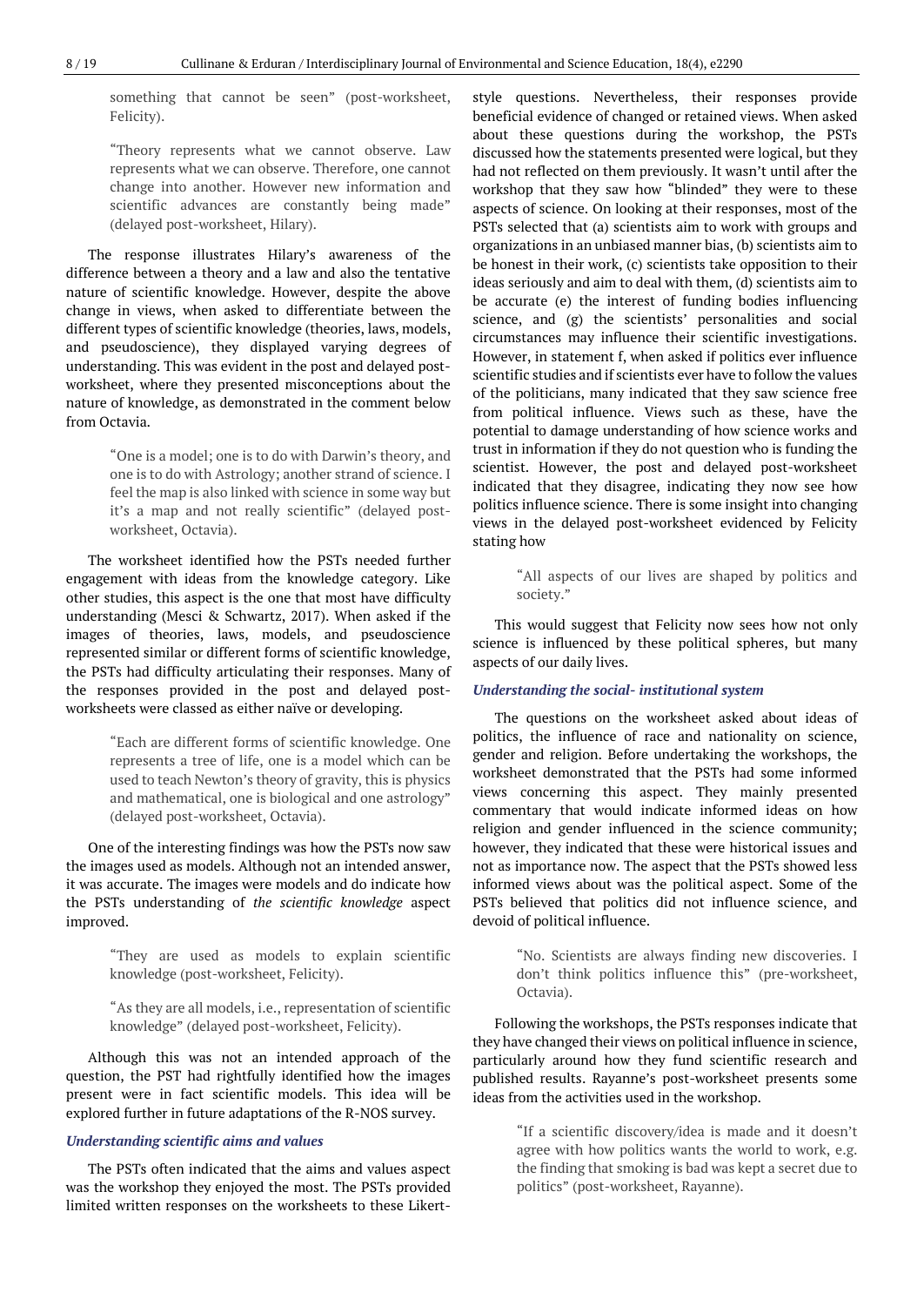> something that cannot be seen" (post-worksheet, Felicity).

> "Theory represents what we cannot observe. Law represents what we can observe. Therefore, one cannot change into another. However new information and scientific advances are constantly being made" (delayed post-worksheet, Hilary).

The response illustrates Hilary's awareness of the difference between a theory and a law and also the tentative nature of scientific knowledge. However, despite the above change in views, when asked to differentiate between the different types of scientific knowledge (theories, laws, models, and pseudoscience), they displayed varying degrees of understanding. This was evident in the post and delayed post-worksheet, where they presented misconceptions about the nature of knowledge, as demonstrated in the comment below from Octavia.

> "One is a model; one is to do with Darwin's theory, and one is to do with Astrology; another strand of science. I feel the map is also linked with science in some way but it's a map and not really scientific" (delayed post-worksheet, Octavia).

The worksheet identified how the PSTs needed further engagement with ideas from the knowledge category. Like other studies, this aspect is the one that most have difficulty understanding (Mesci & Schwartz, 2017). When asked if the images of theories, laws, models, and pseudoscience represented similar or different forms of scientific knowledge, the PSTs had difficulty articulating their responses. Many of the responses provided in the post and delayed post-worksheets were classed as either naïve or developing.

> "Each are different forms of scientific knowledge. One represents a tree of life, one is a model which can be used to teach Newton's theory of gravity, this is physics and mathematical, one is biological and one astrology" (delayed post-worksheet, Octavia).

One of the interesting findings was how the PSTs now saw the images used as models. Although not an intended answer, it was accurate. The images were models and do indicate how the PSTs understanding of *the scientific knowledge* aspect improved.

> "They are used as models to explain scientific knowledge (post-worksheet, Felicity).

> "As they are all models, i.e., representation of scientific knowledge" (delayed post-worksheet, Felicity).

Although this was not an intended approach of the question, the PST had rightfully identified how the images present were in fact scientific models. This idea will be explored further in future adaptations of the R-NOS survey.

### *Understanding scientific aims and values*

The PSTs often indicated that the aims and values aspect was the workshop they enjoyed the most. The PSTs provided limited written responses on the worksheets to these Likert-style questions. Nevertheless, their responses provide beneficial evidence of changed or retained views. When asked about these questions during the workshop, the PSTs discussed how the statements presented were logical, but they had not reflected on them previously. It wasn't until after the workshop that they saw how "blinded" they were to these aspects of science. On looking at their responses, most of the PSTs selected that (a) scientists aim to work with groups and organizations in an unbiased manner bias, (b) scientists aim to be honest in their work, (c) scientists take opposition to their ideas seriously and aim to deal with them, (d) scientists aim to be accurate (e) the interest of funding bodies influencing science, and (g) the scientists' personalities and social circumstances may influence their scientific investigations. However, in statement f, when asked if politics ever influence scientific studies and if scientists ever have to follow the values of the politicians, many indicated that they saw science free from political influence. Views such as these, have the potential to damage understanding of how science works and trust in information if they do not question who is funding the scientist. However, the post and delayed post-worksheet indicated that they disagree, indicating they now see how politics influence science. There is some insight into changing views in the delayed post-worksheet evidenced by Felicity stating how

> "All aspects of our lives are shaped by politics and society."

This would suggest that Felicity now sees how not only science is influenced by these political spheres, but many aspects of our daily lives.

### *Understanding the social- institutional system*

The questions on the worksheet asked about ideas of politics, the influence of race and nationality on science, gender and religion. Before undertaking the workshops, the worksheet demonstrated that the PSTs had some informed views concerning this aspect. They mainly presented commentary that would indicate informed ideas on how religion and gender influenced in the science community; however, they indicated that these were historical issues and not as importance now. The aspect that the PSTs showed less informed views about was the political aspect. Some of the PSTs believed that politics did not influence science, and devoid of political influence.

> "No. Scientists are always finding new discoveries. I don't think politics influence this" (pre-worksheet, Octavia).

Following the workshops, the PSTs responses indicate that they have changed their views on political influence in science, particularly around how they fund scientific research and published results. Rayanne's post-worksheet presents some ideas from the activities used in the workshop.

> "If a scientific discovery/idea is made and it doesn't agree with how politics wants the world to work, e.g. the finding that smoking is bad was kept a secret due to politics" (post-worksheet, Rayanne).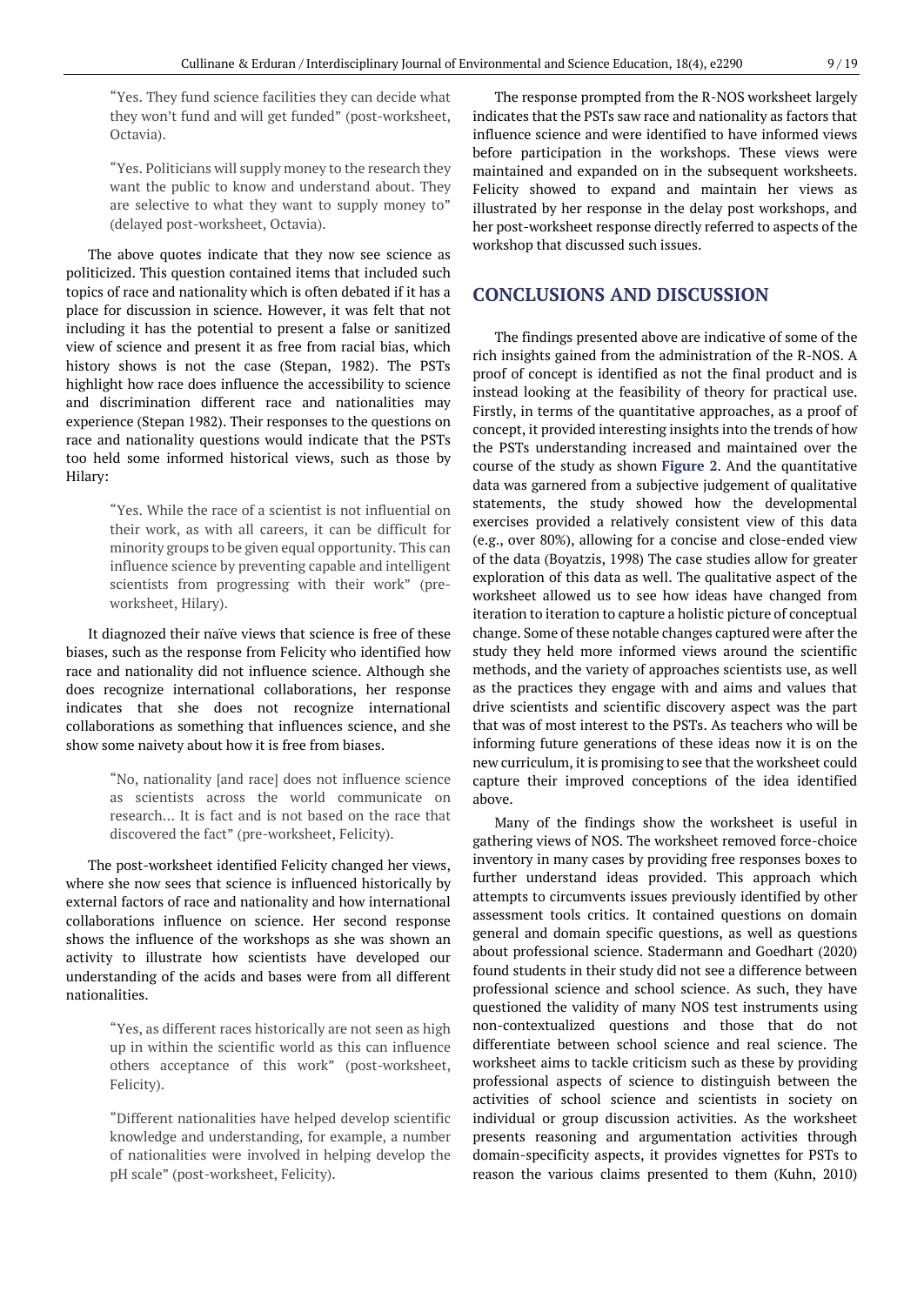"Yes. They fund science facilities they can decide what they won't fund and will get funded" (post-worksheet, Octavia).

"Yes. Politicians will supply money to the research they want the public to know and understand about. They are selective to what they want to supply money to" (delayed post-worksheet, Octavia).

The above quotes indicate that they now see science as politicized. This question contained items that included such topics of race and nationality which is often debated if it has a place for discussion in science. However, it was felt that not including it has the potential to present a false or sanitized view of science and present it as free from racial bias, which history shows is not the case (Stepan, 1982). The PSTs highlight how race does influence the accessibility to science and discrimination different race and nationalities may experience (Stepan 1982). Their responses to the questions on race and nationality questions would indicate that the PSTs too held some informed historical views, such as those by Hilary:

"Yes. While the race of a scientist is not influential on their work, as with all careers, it can be difficult for minority groups to be given equal opportunity. This can influence science by preventing capable and intelligent scientists from progressing with their work" (pre-worksheet, Hilary).

It diagnozed their naïve views that science is free of these biases, such as the response from Felicity who identified how race and nationality did not influence science. Although she does recognize international collaborations, her response indicates that she does not recognize international collaborations as something that influences science, and she show some naivety about how it is free from biases.

"No, nationality [and race] does not influence science as scientists across the world communicate on research… It is fact and is not based on the race that discovered the fact" (pre-worksheet, Felicity).

The post-worksheet identified Felicity changed her views, where she now sees that science is influenced historically by external factors of race and nationality and how international collaborations influence on science. Her second response shows the influence of the workshops as she was shown an activity to illustrate how scientists have developed our understanding of the acids and bases were from all different nationalities.

"Yes, as different races historically are not seen as high up in within the scientific world as this can influence others acceptance of this work" (post-worksheet, Felicity).

"Different nationalities have helped develop scientific knowledge and understanding, for example, a number of nationalities were involved in helping develop the pH scale" (post-worksheet, Felicity).

The response prompted from the R-NOS worksheet largely indicates that the PSTs saw race and nationality as factors that influence science and were identified to have informed views before participation in the workshops. These views were maintained and expanded on in the subsequent worksheets. Felicity showed to expand and maintain her views as illustrated by her response in the delay post workshops, and her post-worksheet response directly referred to aspects of the workshop that discussed such issues.

## CONCLUSIONS AND DISCUSSION

The findings presented above are indicative of some of the rich insights gained from the administration of the R-NOS. A proof of concept is identified as not the final product and is instead looking at the feasibility of theory for practical use. Firstly, in terms of the quantitative approaches, as a proof of concept, it provided interesting insights into the trends of how the PSTs understanding increased and maintained over the course of the study as shown **Figure 2**. And the quantitative data was garnered from a subjective judgement of qualitative statements, the study showed how the developmental exercises provided a relatively consistent view of this data (e.g., over 80%), allowing for a concise and close-ended view of the data (Boyatzis, 1998) The case studies allow for greater exploration of this data as well. The qualitative aspect of the worksheet allowed us to see how ideas have changed from iteration to iteration to capture a holistic picture of conceptual change. Some of these notable changes captured were after the study they held more informed views around the scientific methods, and the variety of approaches scientists use, as well as the practices they engage with and aims and values that drive scientists and scientific discovery aspect was the part that was of most interest to the PSTs. As teachers who will be informing future generations of these ideas now it is on the new curriculum, it is promising to see that the worksheet could capture their improved conceptions of the idea identified above.

Many of the findings show the worksheet is useful in gathering views of NOS. The worksheet removed force-choice inventory in many cases by providing free responses boxes to further understand ideas provided. This approach which attempts to circumvents issues previously identified by other assessment tools critics. It contained questions on domain general and domain specific questions, as well as questions about professional science. Stadermann and Goedhart (2020) found students in their study did not see a difference between professional science and school science. As such, they have questioned the validity of many NOS test instruments using non-contextualized questions and those that do not differentiate between school science and real science. The worksheet aims to tackle criticism such as these by providing professional aspects of science to distinguish between the activities of school science and scientists in society on individual or group discussion activities. As the worksheet presents reasoning and argumentation activities through domain-specificity aspects, it provides vignettes for PSTs to reason the various claims presented to them (Kuhn, 2010)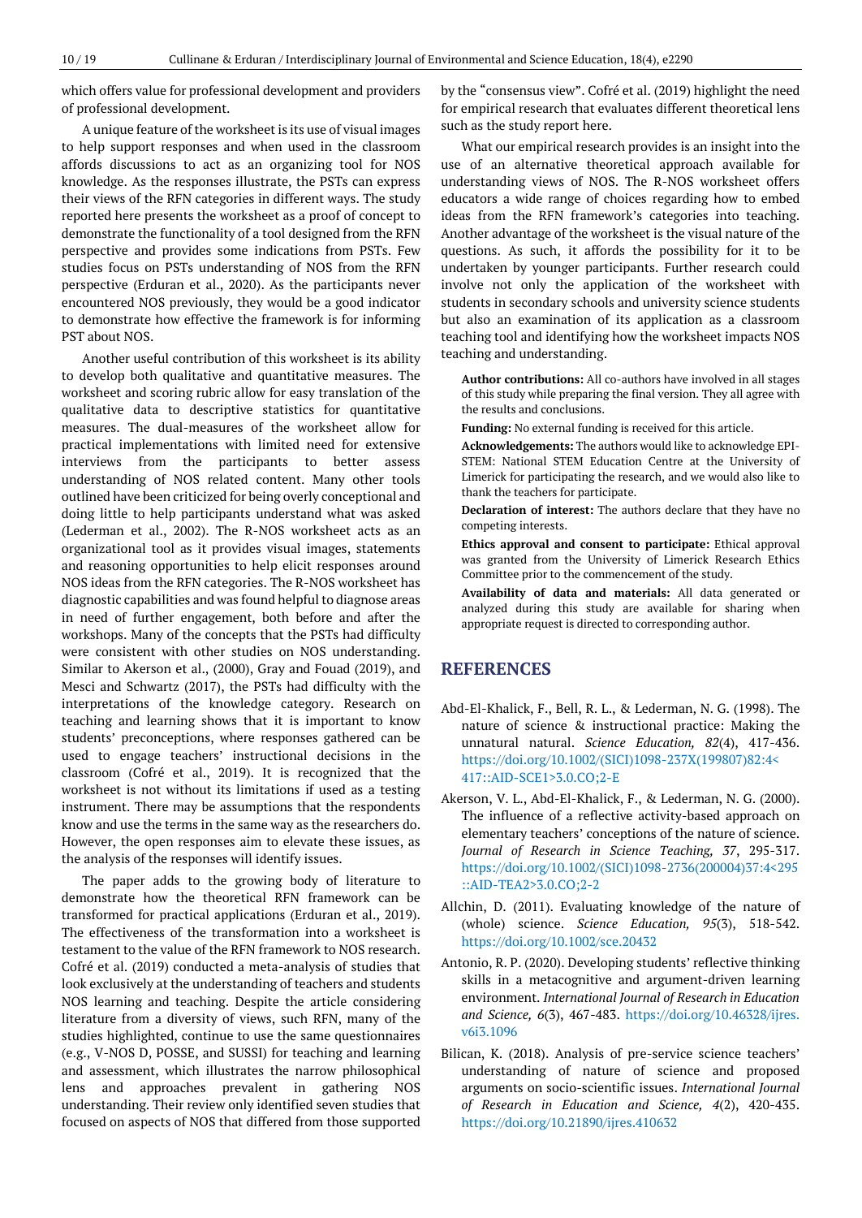which offers value for professional development and providers of professional development.

A unique feature of the worksheet is its use of visual images to help support responses and when used in the classroom affords discussions to act as an organizing tool for NOS knowledge. As the responses illustrate, the PSTs can express their views of the RFN categories in different ways. The study reported here presents the worksheet as a proof of concept to demonstrate the functionality of a tool designed from the RFN perspective and provides some indications from PSTs. Few studies focus on PSTs understanding of NOS from the RFN perspective (Erduran et al., 2020). As the participants never encountered NOS previously, they would be a good indicator to demonstrate how effective the framework is for informing PST about NOS.

Another useful contribution of this worksheet is its ability to develop both qualitative and quantitative measures. The worksheet and scoring rubric allow for easy translation of the qualitative data to descriptive statistics for quantitative measures. The dual-measures of the worksheet allow for practical implementations with limited need for extensive interviews from the participants to better assess understanding of NOS related content. Many other tools outlined have been criticized for being overly conceptional and doing little to help participants understand what was asked (Lederman et al., 2002). The R-NOS worksheet acts as an organizational tool as it provides visual images, statements and reasoning opportunities to help elicit responses around NOS ideas from the RFN categories. The R-NOS worksheet has diagnostic capabilities and was found helpful to diagnose areas in need of further engagement, both before and after the workshops. Many of the concepts that the PSTs had difficulty were consistent with other studies on NOS understanding. Similar to Akerson et al., (2000), Gray and Fouad (2019), and Mesci and Schwartz (2017), the PSTs had difficulty with the interpretations of the knowledge category. Research on teaching and learning shows that it is important to know students' preconceptions, where responses gathered can be used to engage teachers' instructional decisions in the classroom (Cofré et al., 2019). It is recognized that the worksheet is not without its limitations if used as a testing instrument. There may be assumptions that the respondents know and use the terms in the same way as the researchers do. However, the open responses aim to elevate these issues, as the analysis of the responses will identify issues.

The paper adds to the growing body of literature to demonstrate how the theoretical RFN framework can be transformed for practical applications (Erduran et al., 2019). The effectiveness of the transformation into a worksheet is testament to the value of the RFN framework to NOS research. Cofré et al. (2019) conducted a meta-analysis of studies that look exclusively at the understanding of teachers and students NOS learning and teaching. Despite the article considering literature from a diversity of views, such RFN, many of the studies highlighted, continue to use the same questionnaires (e.g., V-NOS D, POSSE, and SUSSI) for teaching and learning and assessment, which illustrates the narrow philosophical lens and approaches prevalent in gathering NOS understanding. Their review only identified seven studies that focused on aspects of NOS that differed from those supported by the "consensus view". Cofré et al. (2019) highlight the need for empirical research that evaluates different theoretical lens such as the study report here.

What our empirical research provides is an insight into the use of an alternative theoretical approach available for understanding views of NOS. The R-NOS worksheet offers educators a wide range of choices regarding how to embed ideas from the RFN framework's categories into teaching. Another advantage of the worksheet is the visual nature of the questions. As such, it affords the possibility for it to be undertaken by younger participants. Further research could involve not only the application of the worksheet with students in secondary schools and university science students but also an examination of its application as a classroom teaching tool and identifying how the worksheet impacts NOS teaching and understanding.

**Author contributions:** All co-authors have involved in all stages of this study while preparing the final version. They all agree with the results and conclusions.

**Funding:** No external funding is received for this article.

**Acknowledgements:** The authors would like to acknowledge EPI-STEM: National STEM Education Centre at the University of Limerick for participating the research, and we would also like to thank the teachers for participate.

**Declaration of interest:** The authors declare that they have no competing interests.

**Ethics approval and consent to participate:** Ethical approval was granted from the University of Limerick Research Ethics Committee prior to the commencement of the study.

**Availability of data and materials:** All data generated or analyzed during this study are available for sharing when appropriate request is directed to corresponding author.

## REFERENCES

Abd-El-Khalick, F., Bell, R. L., & Lederman, N. G. (1998). The nature of science & instructional practice: Making the unnatural natural. *Science Education, 82*(4), 417-436. https://doi.org/10.1002/(SICI)1098-237X(199807)82:4<417::AID-SCE1>3.0.CO;2-E

Akerson, V. L., Abd-El-Khalick, F., & Lederman, N. G. (2000). The influence of a reflective activity-based approach on elementary teachers' conceptions of the nature of science. *Journal of Research in Science Teaching, 37*, 295-317. https://doi.org/10.1002/(SICI)1098-2736(200004)37:4<295::AID-TEA2>3.0.CO;2-2

Allchin, D. (2011). Evaluating knowledge of the nature of (whole) science. *Science Education, 95*(3), 518-542. https://doi.org/10.1002/sce.20432

Antonio, R. P. (2020). Developing students' reflective thinking skills in a metacognitive and argument-driven learning environment. *International Journal of Research in Education and Science, 6*(3), 467-483. https://doi.org/10.46328/ijres.v6i3.1096

Bilican, K. (2018). Analysis of pre-service science teachers' understanding of nature of science and proposed arguments on socio-scientific issues. *International Journal of Research in Education and Science, 4*(2), 420-435. https://doi.org/10.21890/ijres.410632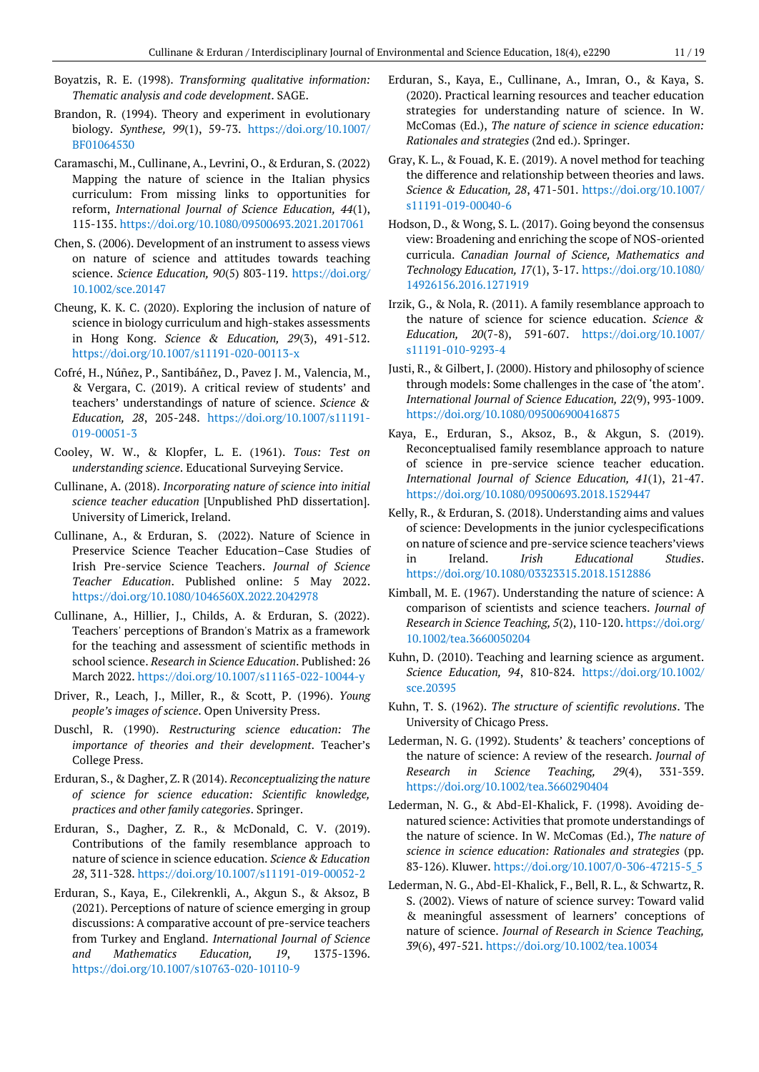Boyatzis, R. E. (1998). *Transforming qualitative information: Thematic analysis and code development*. SAGE.

Brandon, R. (1994). Theory and experiment in evolutionary biology. *Synthese, 99*(1), 59-73. https://doi.org/10.1007/BF01064530

Caramaschi, M., Cullinane, A., Levrini, O., & Erduran, S. (2022) Mapping the nature of science in the Italian physics curriculum: From missing links to opportunities for reform, *International Journal of Science Education, 44*(1), 115-135. https://doi.org/10.1080/09500693.2021.2017061

Chen, S. (2006). Development of an instrument to assess views on nature of science and attitudes towards teaching science. *Science Education, 90*(5) 803-119. https://doi.org/10.1002/sce.20147

Cheung, K. K. C. (2020). Exploring the inclusion of nature of science in biology curriculum and high-stakes assessments in Hong Kong. *Science & Education, 29*(3), 491-512. https://doi.org/10.1007/s11191-020-00113-x

Cofré, H., Núñez, P., Santibáñez, D., Pavez J. M., Valencia, M., & Vergara, C. (2019). A critical review of students' and teachers' understandings of nature of science. *Science & Education, 28*, 205-248. https://doi.org/10.1007/s11191-019-00051-3

Cooley, W. W., & Klopfer, L. E. (1961). *Tous: Test on understanding science*. Educational Surveying Service.

Cullinane, A. (2018). *Incorporating nature of science into initial science teacher education* [Unpublished PhD dissertation]. University of Limerick, Ireland.

Cullinane, A., & Erduran, S. (2022). Nature of Science in Preservice Science Teacher Education–Case Studies of Irish Pre-service Science Teachers. *Journal of Science Teacher Education*. Published online: 5 May 2022. https://doi.org/10.1080/1046560X.2022.2042978

Cullinane, A., Hillier, J., Childs, A. & Erduran, S. (2022). Teachers' perceptions of Brandon's Matrix as a framework for the teaching and assessment of scientific methods in school science. *Research in Science Education*. Published: 26 March 2022. https://doi.org/10.1007/s11165-022-10044-y

Driver, R., Leach, J., Miller, R., & Scott, P. (1996). *Young people's images of science*. Open University Press.

Duschl, R. (1990). *Restructuring science education: The importance of theories and their development*. Teacher's College Press.

Erduran, S., & Dagher, Z. R (2014). *Reconceptualizing the nature of science for science education: Scientific knowledge, practices and other family categories*. Springer.

Erduran, S., Dagher, Z. R., & McDonald, C. V. (2019). Contributions of the family resemblance approach to nature of science in science education. *Science & Education 28*, 311-328. https://doi.org/10.1007/s11191-019-00052-2

Erduran, S., Kaya, E., Cilekrenkli, A., Akgun S., & Aksoz, B (2021). Perceptions of nature of science emerging in group discussions: A comparative account of pre-service teachers from Turkey and England. *International Journal of Science and Mathematics Education, 19*, 1375-1396. https://doi.org/10.1007/s10763-020-10110-9

Erduran, S., Kaya, E., Cullinane, A., Imran, O., & Kaya, S. (2020). Practical learning resources and teacher education strategies for understanding nature of science. In W. McComas (Ed.), *The nature of science in science education: Rationales and strategies* (2nd ed.). Springer.

Gray, K. L., & Fouad, K. E. (2019). A novel method for teaching the difference and relationship between theories and laws. *Science & Education, 28*, 471-501. https://doi.org/10.1007/s11191-019-00040-6

Hodson, D., & Wong, S. L. (2017). Going beyond the consensus view: Broadening and enriching the scope of NOS-oriented curricula. *Canadian Journal of Science, Mathematics and Technology Education, 17*(1), 3-17. https://doi.org/10.1080/14926156.2016.1271919

Irzik, G., & Nola, R. (2011). A family resemblance approach to the nature of science for science education. *Science & Education, 20*(7-8), 591-607. https://doi.org/10.1007/s11191-010-9293-4

Justi, R., & Gilbert, J. (2000). History and philosophy of science through models: Some challenges in the case of 'the atom'. *International Journal of Science Education, 22*(9), 993-1009. https://doi.org/10.1080/095006900416875

Kaya, E., Erduran, S., Aksoz, B., & Akgun, S. (2019). Reconceptualised family resemblance approach to nature of science in pre-service science teacher education. *International Journal of Science Education, 41*(1), 21-47. https://doi.org/10.1080/09500693.2018.1529447

Kelly, R., & Erduran, S. (2018). Understanding aims and values of science: Developments in the junior cyclespecifications on nature of science and pre-service science teachers'views in Ireland. *Irish Educational Studies*. https://doi.org/10.1080/03323315.2018.1512886

Kimball, M. E. (1967). Understanding the nature of science: A comparison of scientists and science teachers. *Journal of Research in Science Teaching, 5*(2), 110-120. https://doi.org/10.1002/tea.3660050204

Kuhn, D. (2010). Teaching and learning science as argument. *Science Education, 94*, 810-824. https://doi.org/10.1002/sce.20395

Kuhn, T. S. (1962). *The structure of scientific revolutions*. The University of Chicago Press.

Lederman, N. G. (1992). Students' & teachers' conceptions of the nature of science: A review of the research. *Journal of Research in Science Teaching, 29*(4), 331-359. https://doi.org/10.1002/tea.3660290404

Lederman, N. G., & Abd-El-Khalick, F. (1998). Avoiding de-natured science: Activities that promote understandings of the nature of science. In W. McComas (Ed.), *The nature of science in science education: Rationales and strategies* (pp. 83-126). Kluwer. https://doi.org/10.1007/0-306-47215-5_5

Lederman, N. G., Abd-El-Khalick, F., Bell, R. L., & Schwartz, R. S. (2002). Views of nature of science survey: Toward valid & meaningful assessment of learners' conceptions of nature of science. *Journal of Research in Science Teaching, 39*(6), 497-521. https://doi.org/10.1002/tea.10034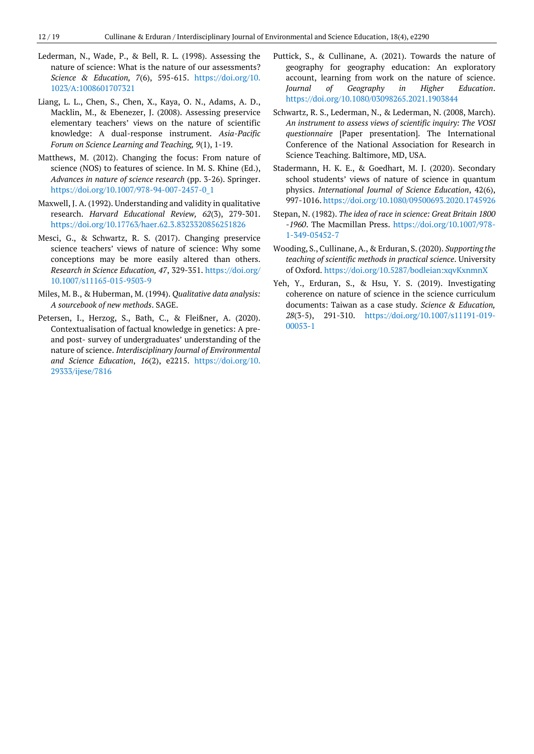Lederman, N., Wade, P., & Bell, R. L. (1998). Assessing the nature of science: What is the nature of our assessments? *Science & Education, 7*(6), 595-615. https://doi.org/10.1023/A:1008601707321

Liang, L. L., Chen, S., Chen, X., Kaya, O. N., Adams, A. D., Macklin, M., & Ebenezer, J. (2008). Assessing preservice elementary teachers' views on the nature of scientific knowledge: A dual-response instrument. *Asia-Pacific Forum on Science Learning and Teaching, 9*(1), 1-19.

Matthews, M. (2012). Changing the focus: From nature of science (NOS) to features of science. In M. S. Khine (Ed.), *Advances in nature of science research* (pp. 3-26). Springer. https://doi.org/10.1007/978-94-007-2457-0_1

Maxwell, J. A. (1992). Understanding and validity in qualitative research. *Harvard Educational Review, 62*(3), 279-301. https://doi.org/10.17763/haer.62.3.8323320856251826

Mesci, G., & Schwartz, R. S. (2017). Changing preservice science teachers' views of nature of science: Why some conceptions may be more easily altered than others. *Research in Science Education, 47*, 329-351. https://doi.org/10.1007/s11165-015-9503-9

Miles, M. B., & Huberman, M. (1994). *Qualitative data analysis: A sourcebook of new methods*. SAGE.

Petersen, I., Herzog, S., Bath, C., & Fleißner, A. (2020). Contextualisation of factual knowledge in genetics: A pre- and post- survey of undergraduates' understanding of the nature of science. *Interdisciplinary Journal of Environmental and Science Education*, *16*(2), e2215. https://doi.org/10.29333/ijese/7816

Puttick, S., & Cullinane, A. (2021). Towards the nature of geography for geography education: An exploratory account, learning from work on the nature of science. *Journal of Geography in Higher Education*. https://doi.org/10.1080/03098265.2021.1903844

Schwartz, R. S., Lederman, N., & Lederman, N. (2008, March). *An instrument to assess views of scientific inquiry: The VOSI questionnaire* [Paper presentation]. The International Conference of the National Association for Research in Science Teaching. Baltimore, MD, USA.

Stadermann, H. K. E., & Goedhart, M. J. (2020). Secondary school students' views of nature of science in quantum physics. *International Journal of Science Education*, 42(6), 997-1016. https://doi.org/10.1080/09500693.2020.1745926

Stepan, N. (1982). *The idea of race in science: Great Britain 1800 -1960*. The Macmillan Press. https://doi.org/10.1007/978-1-349-05452-7

Wooding, S., Cullinane, A., & Erduran, S. (2020). *Supporting the teaching of scientific methods in practical science*. University of Oxford. https://doi.org/10.5287/bodleian:xqvKxnmnX

Yeh, Y., Erduran, S., & Hsu, Y. S. (2019). Investigating coherence on nature of science in the science curriculum documents: Taiwan as a case study. *Science & Education, 28*(3-5), 291-310. https://doi.org/10.1007/s11191-019-00053-1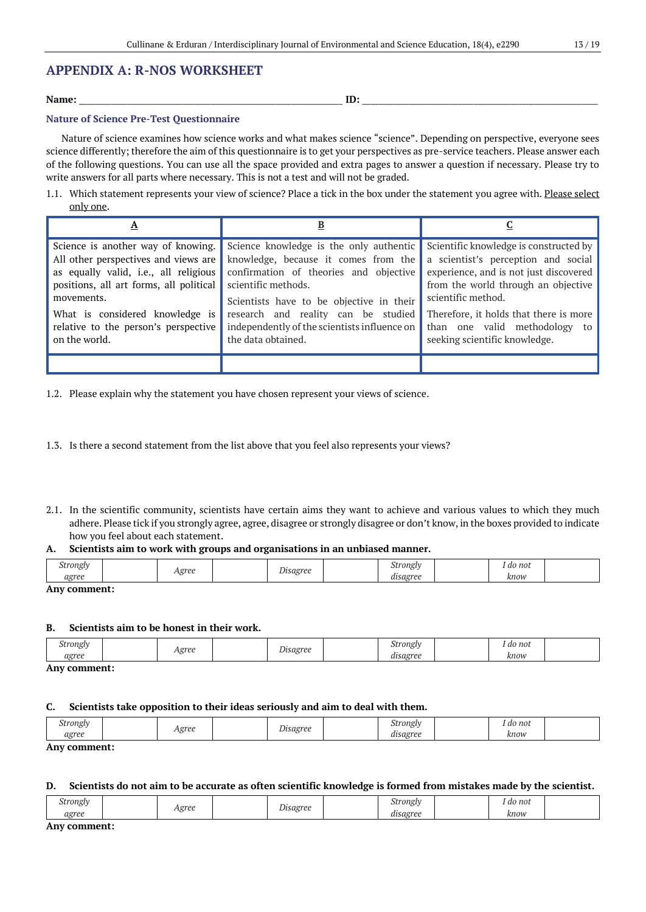## APPENDIX A: R-NOS WORKSHEET

**Name:** ______________________________ **ID:** ______________________________

### Nature of Science Pre-Test Questionnaire

Nature of science examines how science works and what makes science "science". Depending on perspective, everyone sees science differently; therefore the aim of this questionnaire is to get your perspectives as pre-service teachers. Please answer each of the following questions. You can use all the space provided and extra pages to answer a question if necessary. Please try to write answers for all parts where necessary. This is not a test and will not be graded.

1.1. Which statement represents your view of science? Place a tick in the box under the statement you agree with. <u>Please select only one</u>.

| <u>A</u> | <u>B</u> | <u>C</u> |
|---|---|---|
| Science is another way of knowing. All other perspectives and views are as equally valid, i.e., all religious positions, all art forms, all political movements. What is considered knowledge is relative to the person's perspective on the world. | Science knowledge is the only authentic knowledge, because it comes from the confirmation of theories and objective scientific methods. Scientists have to be objective in their research and reality can be studied independently of the scientists influence on the data obtained. | Scientific knowledge is constructed by a scientist's perception and social experience, and is not just discovered from the world through an objective scientific method. Therefore, it holds that there is more than one valid methodology to seeking scientific knowledge. |
| | | |

1.2. Please explain why the statement you have chosen represent your views of science.

1.3. Is there a second statement from the list above that you feel also represents your views?

2.1. In the scientific community, scientists have certain aims they want to achieve and various values to which they much adhere. Please tick if you strongly agree, agree, disagree or strongly disagree or don't know, in the boxes provided to indicate how you feel about each statement.

**A. Scientists aim to work with groups and organisations in an unbiased manner.**

| *Strongly agree* | | *Agree* | | *Disagree* | | *Strongly disagree* | | *I do not know* | |
|---|---|---|---|---|---|---|---|---|---|

**Any comment:**

**B. Scientists aim to be honest in their work.**

| *Strongly agree* | | *Agree* | | *Disagree* | | *Strongly disagree* | | *I do not know* | |
|---|---|---|---|---|---|---|---|---|---|

**Any comment:**

**C. Scientists take opposition to their ideas seriously and aim to deal with them.**

| *Strongly agree* | | *Agree* | | *Disagree* | | *Strongly disagree* | | *I do not know* | |
|---|---|---|---|---|---|---|---|---|---|

**Any comment:**

**D. Scientists do not aim to be accurate as often scientific knowledge is formed from mistakes made by the scientist.**

| *Strongly agree* | | *Agree* | | *Disagree* | | *Strongly disagree* | | *I do not know* | |
|---|---|---|---|---|---|---|---|---|---|

**Any comment:**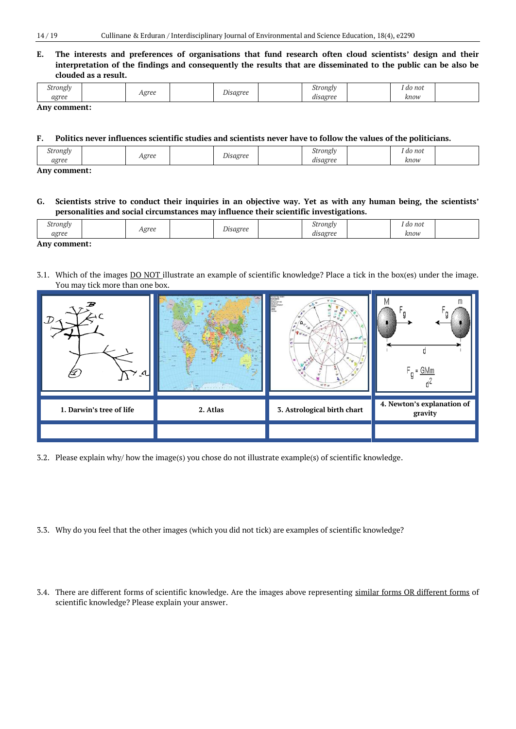**E. The interests and preferences of organisations that fund research often cloud scientists' design and their interpretation of the findings and consequently the results that are disseminated to the public can be also be clouded as a result.**

| *Strongly agree* | | *Agree* | | *Disagree* | | *Strongly disagree* | | *I do not know* | |
|---|---|---|---|---|---|---|---|---|---|

**Any comment:**

**F. Politics never influences scientific studies and scientists never have to follow the values of the politicians.**

| *Strongly agree* | | *Agree* | | *Disagree* | | *Strongly disagree* | | *I do not know* | |
|---|---|---|---|---|---|---|---|---|---|

**Any comment:**

**G. Scientists strive to conduct their inquiries in an objective way. Yet as with any human being, the scientists' personalities and social circumstances may influence their scientific investigations.**

| *Strongly agree* | | *Agree* | | *Disagree* | | *Strongly disagree* | | *I do not know* | |
|---|---|---|---|---|---|---|---|---|---|

**Any comment:**

3.1. Which of the images DO NOT illustrate an example of scientific knowledge? Place a tick in the box(es) under the image. You may tick more than one box.

| **1. Darwin's tree of life** | **2. Atlas** | **3. Astrological birth chart** | **4. Newton's explanation of gravity** |
|---|---|---|---|
| | | | |

3.2. Please explain why/ how the image(s) you chose do not illustrate example(s) of scientific knowledge.

3.3. Why do you feel that the other images (which you did not tick) are examples of scientific knowledge?

3.4. There are different forms of scientific knowledge. Are the images above representing similar forms OR different forms of scientific knowledge? Please explain your answer.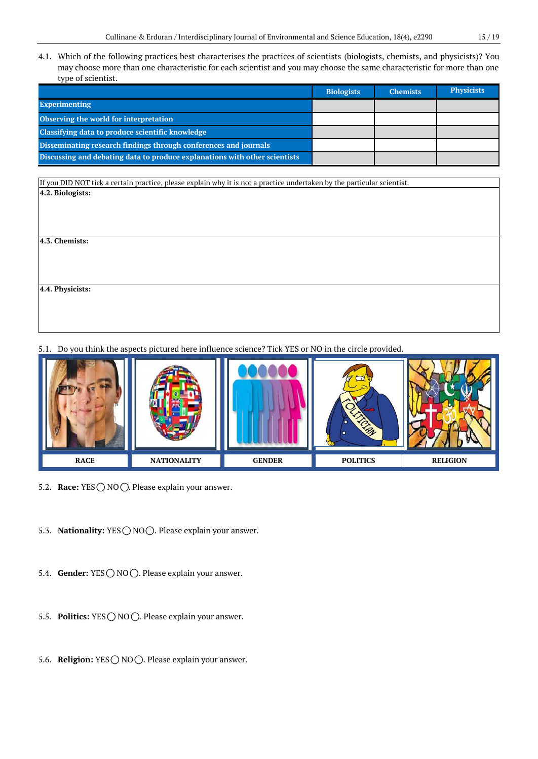4.1. Which of the following practices best characterises the practices of scientists (biologists, chemists, and physicists)? You may choose more than one characteristic for each scientist and you may choose the same characteristic for more than one type of scientist.

| | Biologists | Chemists | Physicists |
|---|---|---|---|
| Experimenting | | | |
| Observing the world for interpretation | | | |
| Classifying data to produce scientific knowledge | | | |
| Disseminating research findings through conferences and journals | | | |
| Discussing and debating data to produce explanations with other scientists | | | |

| If you DID NOT tick a certain practice, please explain why it is not a practice undertaken by the particular scientist. |
|---|
| **4.2. Biologists:** |
| **4.3. Chemists:** |
| **4.4. Physicists:** |

5.1. Do you think the aspects pictured here influence science? Tick YES or NO in the circle provided.

| RACE | NATIONALITY | GENDER | POLITICS | RELIGION |
|---|---|---|---|---|

5.2. **Race:** YES ◯ NO ◯. Please explain your answer.

5.3. **Nationality:** YES ◯ NO ◯. Please explain your answer.

5.4. **Gender:** YES ◯ NO ◯. Please explain your answer.

5.5. **Politics:** YES ◯ NO ◯. Please explain your answer.

5.6. **Religion:** YES ◯ NO ◯. Please explain your answer.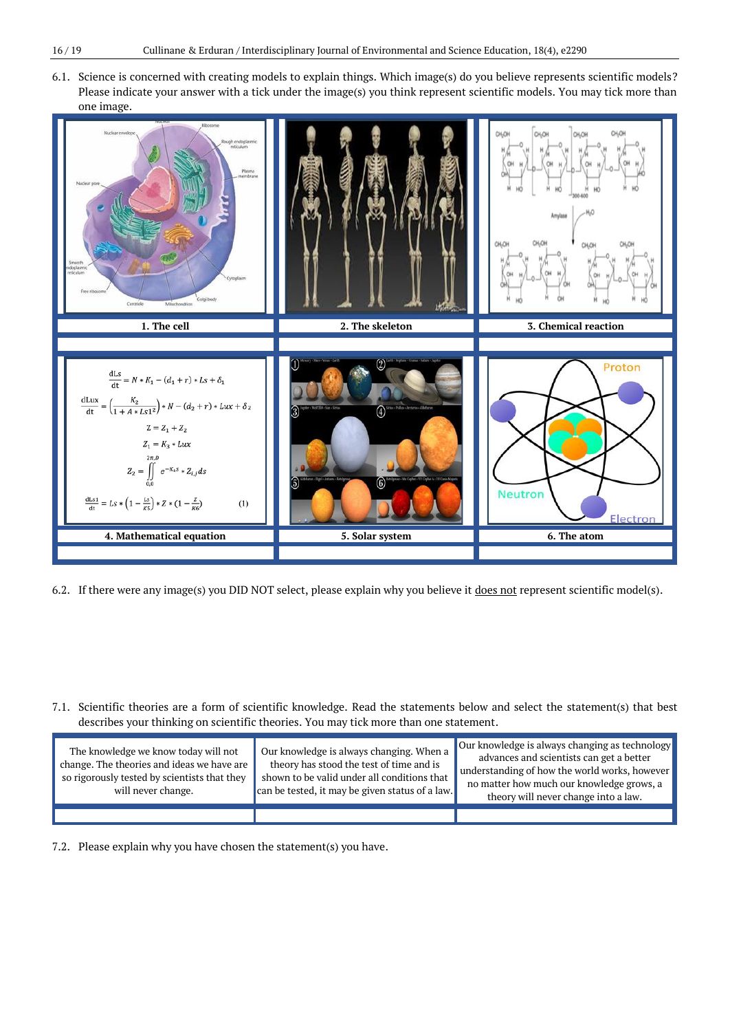6.1. Science is concerned with creating models to explain things. Which image(s) do you believe represents scientific models? Please indicate your answer with a tick under the image(s) you think represent scientific models. You may tick more than one image.

| **1. The cell** | **2. The skeleton** | **3. Chemical reaction** |
|---|---|---|
| | | |
| **4. Mathematical equation** | **5. Solar system** | **6. The atom** |
| | | |

6.2. If there were any image(s) you DID NOT select, please explain why you believe it does not represent scientific model(s).

7.1. Scientific theories are a form of scientific knowledge. Read the statements below and select the statement(s) that best describes your thinking on scientific theories. You may tick more than one statement.

| The knowledge we know today will not change. The theories and ideas we have are so rigorously tested by scientists that they will never change. | Our knowledge is always changing. When a theory has stood the test of time and is shown to be valid under all conditions that can be tested, it may be given status of a law. | Our knowledge is always changing as technology advances and scientists can get a better understanding of how the world works, however no matter how much our knowledge grows, a theory will never change into a law. |
|---|---|---|
| | | |

7.2. Please explain why you have chosen the statement(s) you have.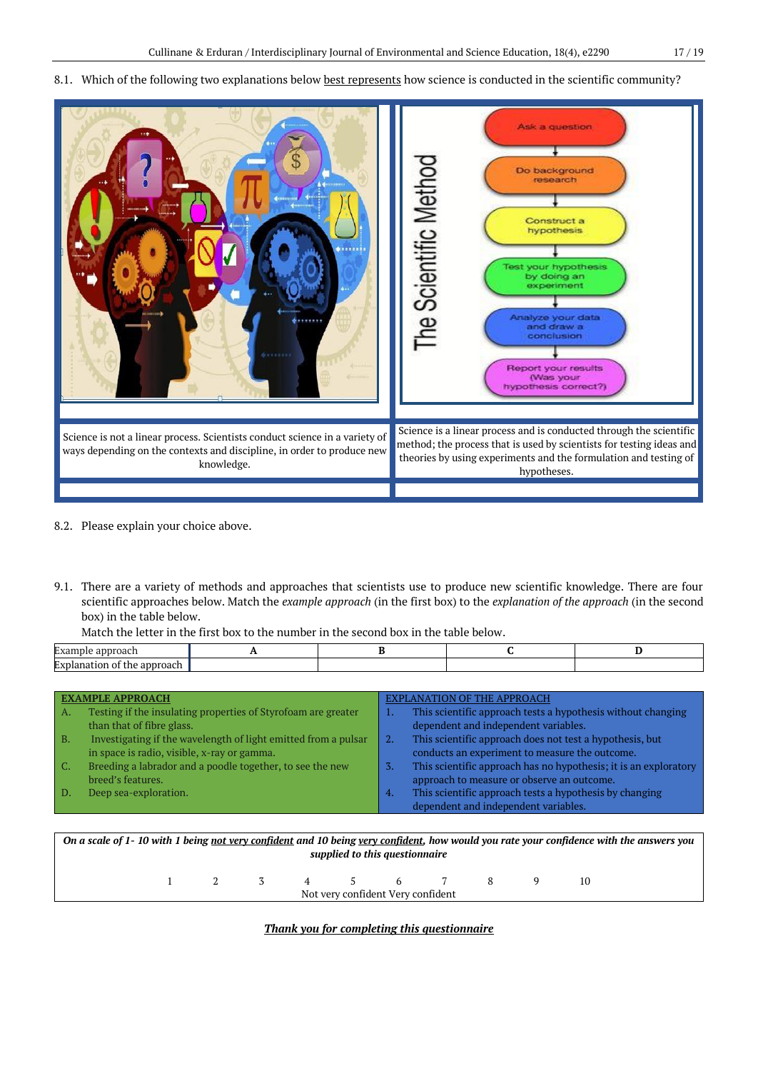8.1. Which of the following two explanations below best represents how science is conducted in the scientific community?

| | |
|---|---|
| | The Scientific Method: Ask a question → Do background research → Construct a hypothesis → Test your hypothesis by doing an experiment → Analyze your data and draw a conclusion → Report your results (Was your hypothesis correct?) |
| Science is not a linear process. Scientists conduct science in a variety of ways depending on the contexts and discipline, in order to produce new knowledge. | Science is a linear process and is conducted through the scientific method; the process that is used by scientists for testing ideas and theories by using experiments and the formulation and testing of hypotheses. |
| | |

8.2. Please explain your choice above.

9.1. There are a variety of methods and approaches that scientists use to produce new scientific knowledge. There are four scientific approaches below. Match the *example approach* (in the first box) to the *explanation of the approach* (in the second box) in the table below.

Match the letter in the first box to the number in the second box in the table below.

| Example approach | A | B | C | D |
|---|---|---|---|---|
| Explanation of the approach | | | | |

| EXAMPLE APPROACH | EXPLANATION OF THE APPROACH |
|---|---|
| A. Testing if the insulating properties of Styrofoam are greater than that of fibre glass. | 1. This scientific approach tests a hypothesis without changing dependent and independent variables. |
| B. Investigating if the wavelength of light emitted from a pulsar in space is radio, visible, x-ray or gamma. | 2. This scientific approach does not test a hypothesis, but conducts an experiment to measure the outcome. |
| C. Breeding a labrador and a poodle together, to see the new breed's features. | 3. This scientific approach has no hypothesis; it is an exploratory approach to measure or observe an outcome. |
| D. Deep sea-exploration. | 4. This scientific approach tests a hypothesis by changing dependent and independent variables. |

***On a scale of 1- 10 with 1 being not very confident and 10 being very confident, how would you rate your confidence with the answers you supplied to this questionnaire***

1 2 3 4 5 6 7 8 9 10

Not very confident Very confident

***Thank you for completing this questionnaire***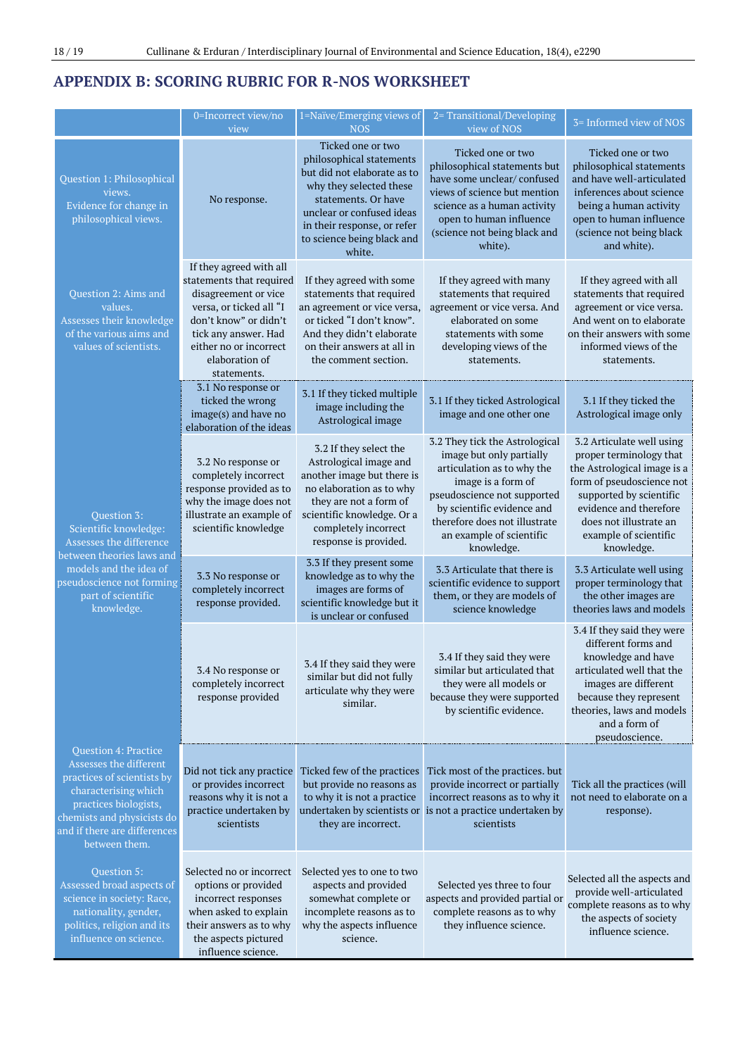## APPENDIX B: SCORING RUBRIC FOR R-NOS WORKSHEET

| | 0=Incorrect view/no view | 1=Naïve/Emerging views of NOS | 2= Transitional/Developing view of NOS | 3= Informed view of NOS |
|---|---|---|---|---|
| Question 1: Philosophical views. Evidence for change in philosophical views. | No response. | Ticked one or two philosophical statements but did not elaborate as to why they selected these statements. Or have unclear or confused ideas in their response, or refer to science being black and white. | Ticked one or two philosophical statements but have some unclear/ confused views of science but mention science as a human activity open to human influence (science not being black and white). | Ticked one or two philosophical statements and have well-articulated inferences about science being a human activity open to human influence (science not being black and white). |
| Question 2: Aims and values. Assesses their knowledge of the various aims and values of scientists. | If they agreed with all statements that required disagreement or vice versa, or ticked all "I don't know" or didn't tick any answer. Had either no or incorrect elaboration of statements. | If they agreed with some statements that required an agreement or vice versa, or ticked "I don't know". And they didn't elaborate on their answers at all in the comment section. | If they agreed with many statements that required agreement or vice versa. And elaborated on some statements with some developing views of the statements. | If they agreed with all statements that required agreement or vice versa. And went on to elaborate on their answers with some informed views of the statements. |
| Question 3: Scientific knowledge: Assesses the difference between theories laws and models and the idea of pseudoscience not forming part of scientific knowledge. | 3.1 No response or ticked the wrong image(s) and have no elaboration of the ideas | 3.1 If they ticked multiple image including the Astrological image | 3.1 If they ticked Astrological image and one other one | 3.1 If they ticked the Astrological image only |
| | 3.2 No response or completely incorrect response provided as to why the image does not illustrate an example of scientific knowledge | 3.2 If they select the Astrological image and another image but there is no elaboration as to why they are not a form of scientific knowledge. Or a completely incorrect response is provided. | 3.2 They tick the Astrological image but only partially articulation as to why the image is a form of pseudoscience not supported by scientific evidence and therefore does not illustrate an example of scientific knowledge. | 3.2 Articulate well using proper terminology that the Astrological image is a form of pseudoscience not supported by scientific evidence and therefore does not illustrate an example of scientific knowledge. |
| | 3.3 No response or completely incorrect response provided. | 3.3 If they present some knowledge as to why the images are forms of scientific knowledge but it is unclear or confused | 3.3 Articulate that there is scientific evidence to support them, or they are models of science knowledge | 3.3 Articulate well using proper terminology that the other images are theories laws and models |
| | 3.4 No response or completely incorrect response provided | 3.4 If they said they were similar but did not fully articulate why they were similar. | 3.4 If they said they were similar but articulated that they were all models or because they were supported by scientific evidence. | 3.4 If they said they were different forms and knowledge and have articulated well that the images are different because they represent theories, laws and models and a form of pseudoscience. |
| Question 4: Practice Assesses the different practices of scientists by characterising which practices biologists, chemists and physicists do and if there are differences between them. | Did not tick any practice or provides incorrect reasons why it is not a practice undertaken by scientists | Ticked few of the practices but provide no reasons as to why it is not a practice undertaken by scientists or they are incorrect. | Tick most of the practices. but provide incorrect or partially incorrect reasons as to why it is not a practice undertaken by scientists | Tick all the practices (will not need to elaborate on a response). |
| Question 5: Assessed broad aspects of science in society: Race, nationality, gender, politics, religion and its influence on science. | Selected no or incorrect options or provided incorrect responses when asked to explain their answers as to why the aspects pictured influence science. | Selected yes to one to two aspects and provided somewhat complete or incomplete reasons as to why the aspects influence science. | Selected yes three to four aspects and provided partial or complete reasons as to why they influence science. | Selected all the aspects and provide well-articulated complete reasons as to why the aspects of society influence science. |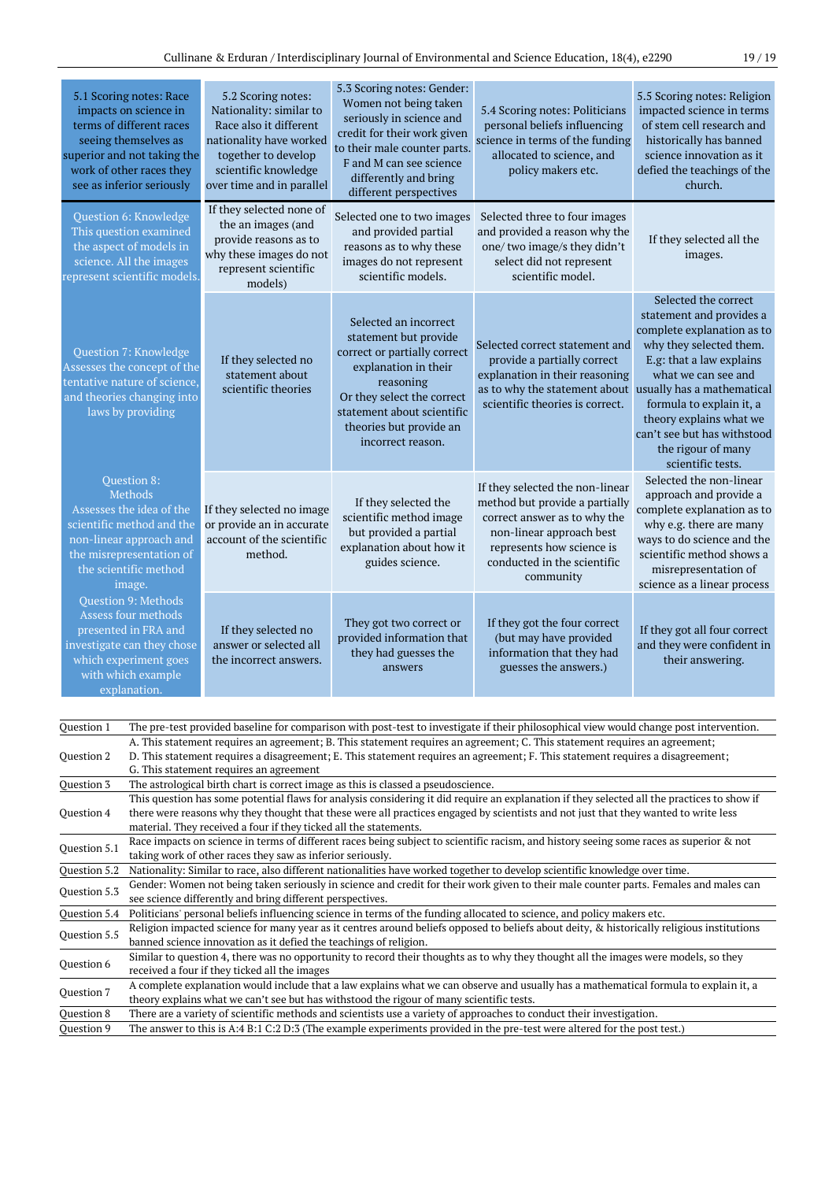| 5.1 Scoring notes: Race impacts on science in terms of different races seeing themselves as superior and not taking the work of other races they see as inferior seriously | 5.2 Scoring notes: Nationality: similar to Race also it different nationality have worked together to develop scientific knowledge over time and in parallel | 5.3 Scoring notes: Gender: Women not being taken seriously in science and credit for their work given to their male counter parts. F and M can see science differently and bring different perspectives | 5.4 Scoring notes: Politicians personal beliefs influencing science in terms of the funding allocated to science, and policy makers etc. | 5.5 Scoring notes: Religion impacted science in terms of stem cell research and historically has banned science innovation as it defied the teachings of the church. |
|---|---|---|---|---|
| Question 6: Knowledge This question examined the aspect of models in science. All the images represent scientific models. | If they selected none of the an images (and provide reasons as to why these images do not represent scientific models) | Selected one to two images and provided partial reasons as to why these images do not represent scientific models. | Selected three to four images and provided a reason why the one/ two image/s they didn't select did not represent scientific model. | If they selected all the images. |
| Question 7: Knowledge Assesses the concept of the tentative nature of science, and theories changing into laws by providing | If they selected no statement about scientific theories | Selected an incorrect statement but provide correct or partially correct explanation in their reasoning Or they select the correct statement about scientific theories but provide an incorrect reason. | Selected correct statement and provide a partially correct explanation in their reasoning as to why the statement about scientific theories is correct. | Selected the correct statement and provides a complete explanation as to why they selected them. E.g: that a law explains what we can see and usually has a mathematical formula to explain it, a theory explains what we can't see but has withstood the rigour of many scientific tests. |
| Question 8: Methods Assesses the idea of the scientific method and the non-linear approach and the misrepresentation of the scientific method image. | If they selected no image or provide an in accurate account of the scientific method. | If they selected the scientific method image but provided a partial explanation about how it guides science. | If they selected the non-linear method but provide a partially correct answer as to why the non-linear approach best represents how science is conducted in the scientific community | Selected the non-linear approach and provide a complete explanation as to why e.g. there are many ways to do science and the scientific method shows a misrepresentation of science as a linear process |
| Question 9: Methods Assess four methods presented in FRA and investigate can they chose which experiment goes with which example explanation. | If they selected no answer or selected all the incorrect answers. | They got two correct or provided information that they had guesses the answers | If they got the four correct (but may have provided information that they had guesses the answers.) | If they got all four correct and they were confident in their answering. |

| | |
|---|---|
| Question 1 | The pre-test provided baseline for comparison with post-test to investigate if their philosophical view would change post intervention. |
| Question 2 | A. This statement requires an agreement; B. This statement requires an agreement; C. This statement requires an agreement; D. This statement requires a disagreement; E. This statement requires an agreement; F. This statement requires a disagreement; G. This statement requires an agreement |
| Question 3 | The astrological birth chart is correct image as this is classed a pseudoscience. |
| Question 4 | This question has some potential flaws for analysis considering it did require an explanation if they selected all the practices to show if there were reasons why they thought that these were all practices engaged by scientists and not just that they wanted to write less material. They received a four if they ticked all the statements. |
| Question 5.1 | Race impacts on science in terms of different races being subject to scientific racism, and history seeing some races as superior & not taking work of other races they saw as inferior seriously. |
| Question 5.2 | Nationality: Similar to race, also different nationalities have worked together to develop scientific knowledge over time. |
| Question 5.3 | Gender: Women not being taken seriously in science and credit for their work given to their male counter parts. Females and males can see science differently and bring different perspectives. |
| Question 5.4 | Politicians' personal beliefs influencing science in terms of the funding allocated to science, and policy makers etc. |
| Question 5.5 | Religion impacted science for many year as it centres around beliefs opposed to beliefs about deity, & historically religious institutions banned science innovation as it defied the teachings of religion. |
| Question 6 | Similar to question 4, there was no opportunity to record their thoughts as to why they thought all the images were models, so they received a four if they ticked all the images |
| Question 7 | A complete explanation would include that a law explains what we can observe and usually has a mathematical formula to explain it, a theory explains what we can't see but has withstood the rigour of many scientific tests. |
| Question 8 | There are a variety of scientific methods and scientists use a variety of approaches to conduct their investigation. |
| Question 9 | The answer to this is A:4 B:1 C:2 D:3 (The example experiments provided in the pre-test were altered for the post test.) |